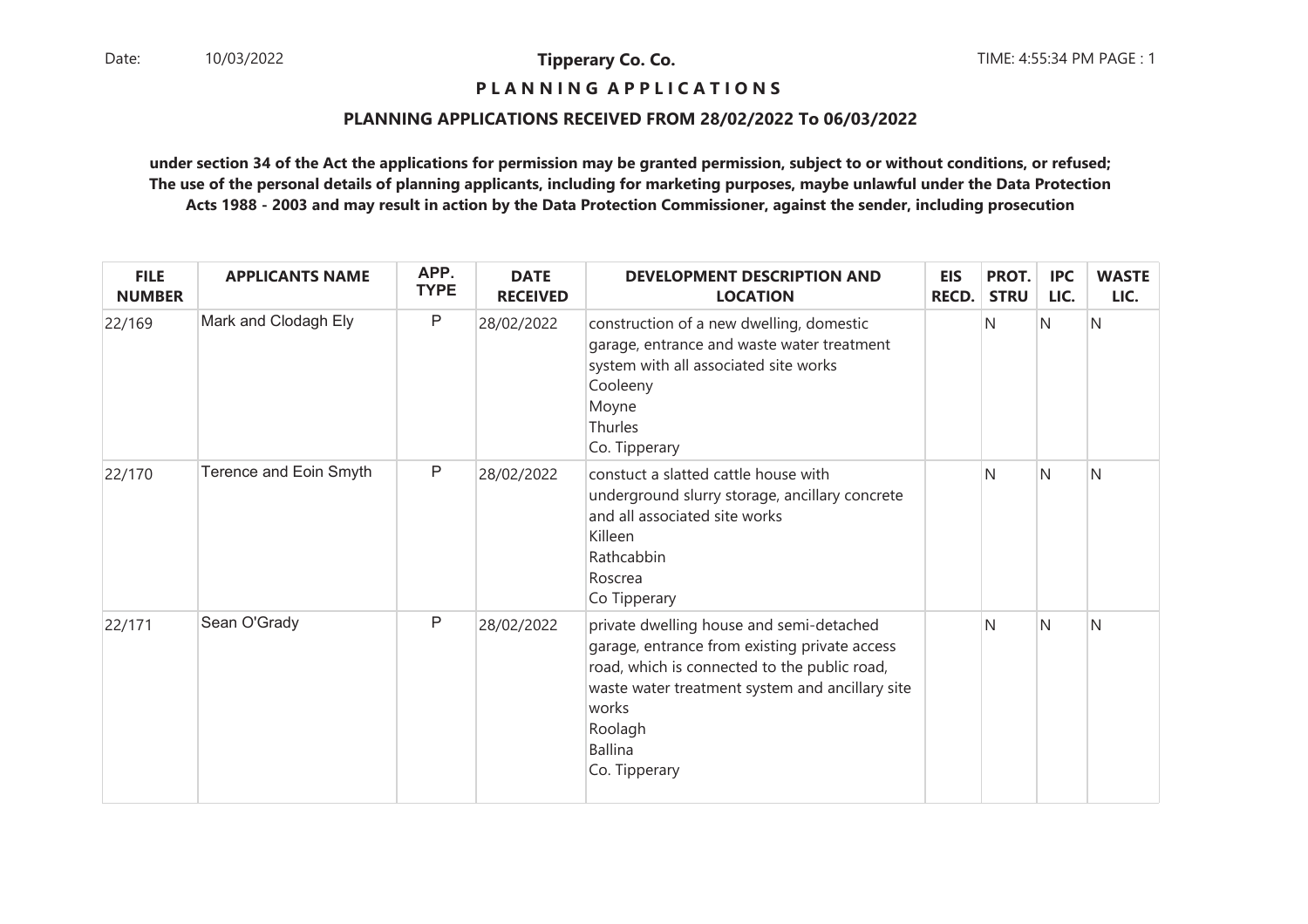**Tipperary Co. Co.**

**P L A N N I N G A P P L I C A T I O N S**

**PLANNING APPLICATIONS RECEIVED FROM 28/02/2022 To 06/03/2022**

**under section 34 of the Act the applications for permission may be granted permission, subject to or without conditions, or refused; The use of the personal details of planning applicants, including for marketing purposes, maybe unlawful under the Data Protection Acts 1988 - 2003 and may result in action by the Data Protection Commissioner, against the sender, including prosecution**

| FILE NUMBER | APPLICANTS NAME | APP. TYPE | DATE RECEIVED | DEVELOPMENT DESCRIPTION AND LOCATION | EIS RECD. | PROT. STRU | IPC LIC. | WASTE LIC. |
|---|---|---|---|---|---|---|---|---|
| 22/169 | Mark and Clodagh Ely | P | 28/02/2022 | construction of a new dwelling, domestic garage, entrance and waste water treatment system with all associated site works<br>Cooleeny<br>Moyne<br>Thurles<br>Co. Tipperary | | N | N | N |
| 22/170 | Terence and Eoin Smyth | P | 28/02/2022 | constuct a slatted cattle house with underground slurry storage, ancillary concrete and all associated site works<br>Killeen<br>Rathcabbin<br>Roscrea<br>Co Tipperary | | N | N | N |
| 22/171 | Sean O'Grady | P | 28/02/2022 | private dwelling house and semi-detached garage, entrance from existing private access road, which is connected to the public road, waste water treatment system and ancillary site works<br>Roolagh<br>Ballina<br>Co. Tipperary | | N | N | N |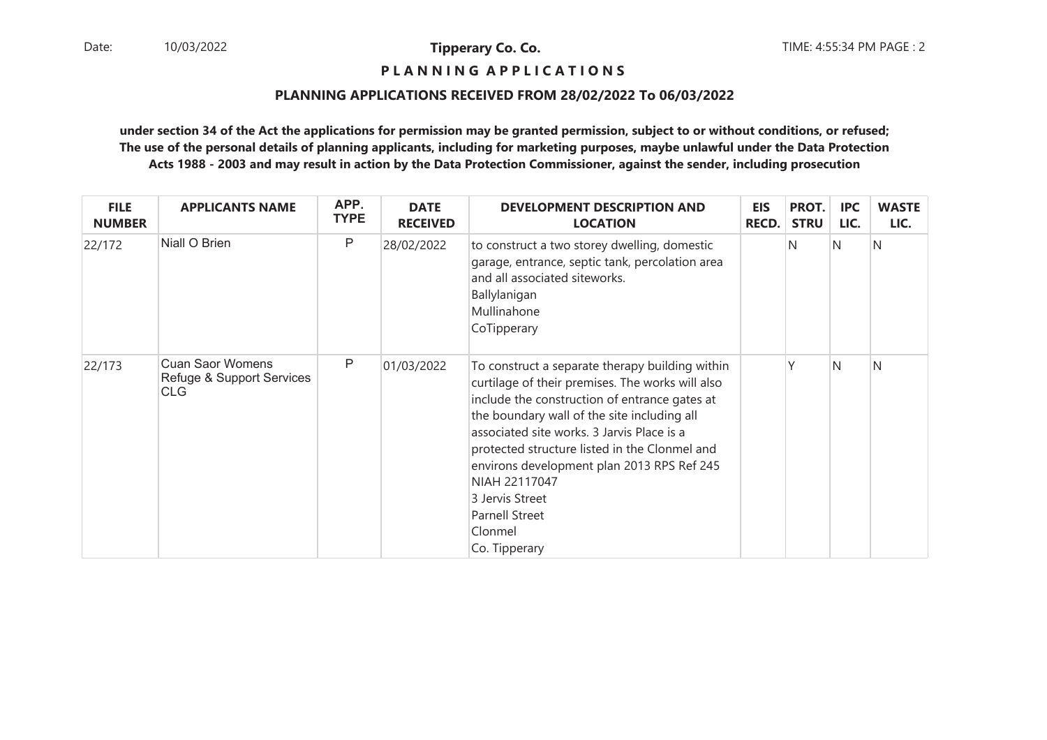**Tipperary Co. Co.**

**P L A N N I N G   A P P L I C A T I O N S**

**PLANNING APPLICATIONS RECEIVED FROM 28/02/2022 To 06/03/2022**

**under section 34 of the Act the applications for permission may be granted permission, subject to or without conditions, or refused; The use of the personal details of planning applicants, including for marketing purposes, maybe unlawful under the Data Protection Acts 1988 - 2003 and may result in action by the Data Protection Commissioner, against the sender, including prosecution**

| FILE NUMBER | APPLICANTS NAME | APP. TYPE | DATE RECEIVED | DEVELOPMENT DESCRIPTION AND LOCATION | EIS RECD. | PROT. STRU | IPC LIC. | WASTE LIC. |
|---|---|---|---|---|---|---|---|---|
| 22/172 | Niall O Brien | P | 28/02/2022 | to construct a two storey dwelling, domestic garage, entrance, septic tank, percolation area and all associated siteworks.<br>Ballylanigan<br>Mullinahone<br>CoTipperary | | N | N | N |
| 22/173 | Cuan Saor Womens Refuge & Support Services CLG | P | 01/03/2022 | To construct a separate therapy building within curtilage of their premises. The works will also include the construction of entrance gates at the boundary wall of the site including all associated site works. 3 Jarvis Place is a protected structure listed in the Clonmel and environs development plan 2013 RPS Ref 245 NIAH 22117047<br>3 Jervis Street<br>Parnell Street<br>Clonmel<br>Co. Tipperary | | Y | N | N |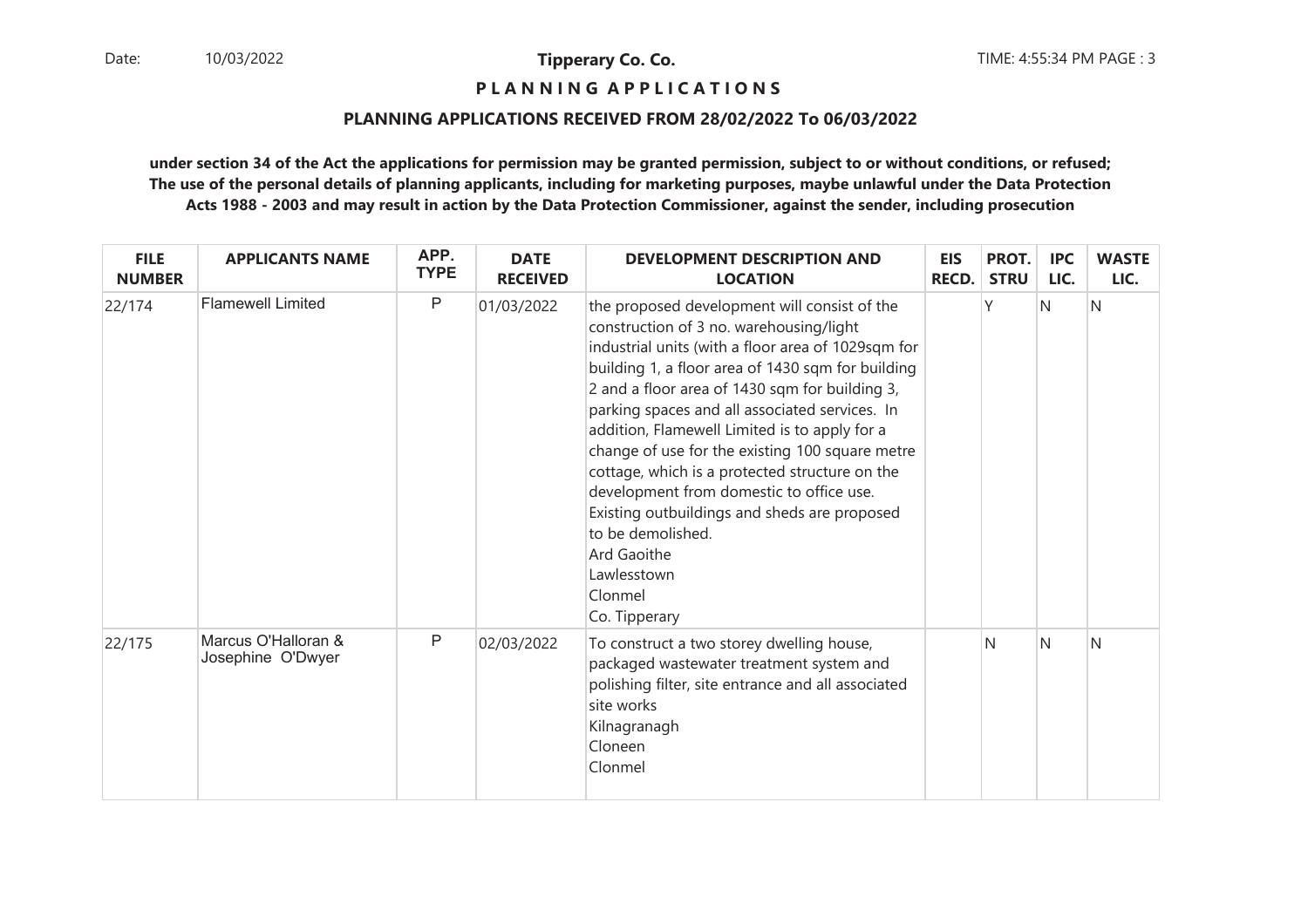**Tipperary Co. Co.**

**P L A N N I N G A P P L I C A T I O N S**

**PLANNING APPLICATIONS RECEIVED FROM 28/02/2022 To 06/03/2022**

**under section 34 of the Act the applications for permission may be granted permission, subject to or without conditions, or refused; The use of the personal details of planning applicants, including for marketing purposes, maybe unlawful under the Data Protection Acts 1988 - 2003 and may result in action by the Data Protection Commissioner, against the sender, including prosecution**

| FILE NUMBER | APPLICANTS NAME | APP. TYPE | DATE RECEIVED | DEVELOPMENT DESCRIPTION AND LOCATION | EIS RECD. | PROT. STRU | IPC LIC. | WASTE LIC. |
|---|---|---|---|---|---|---|---|---|
| 22/174 | Flamewell Limited | P | 01/03/2022 | the proposed development will consist of the construction of 3 no. warehousing/light industrial units (with a floor area of 1029sqm for building 1, a floor area of 1430 sqm for building 2 and a floor area of 1430 sqm for building 3, parking spaces and all associated services. In addition, Flamewell Limited is to apply for a change of use for the existing 100 square metre cottage, which is a protected structure on the development from domestic to office use. Existing outbuildings and sheds are proposed to be demolished.<br>Ard Gaoithe<br>Lawlesstown<br>Clonmel<br>Co. Tipperary | | Y | N | N |
| 22/175 | Marcus O'Halloran & Josephine O'Dwyer | P | 02/03/2022 | To construct a two storey dwelling house, packaged wastewater treatment system and polishing filter, site entrance and all associated site works<br>Kilnagranagh<br>Cloneen<br>Clonmel | | N | N | N |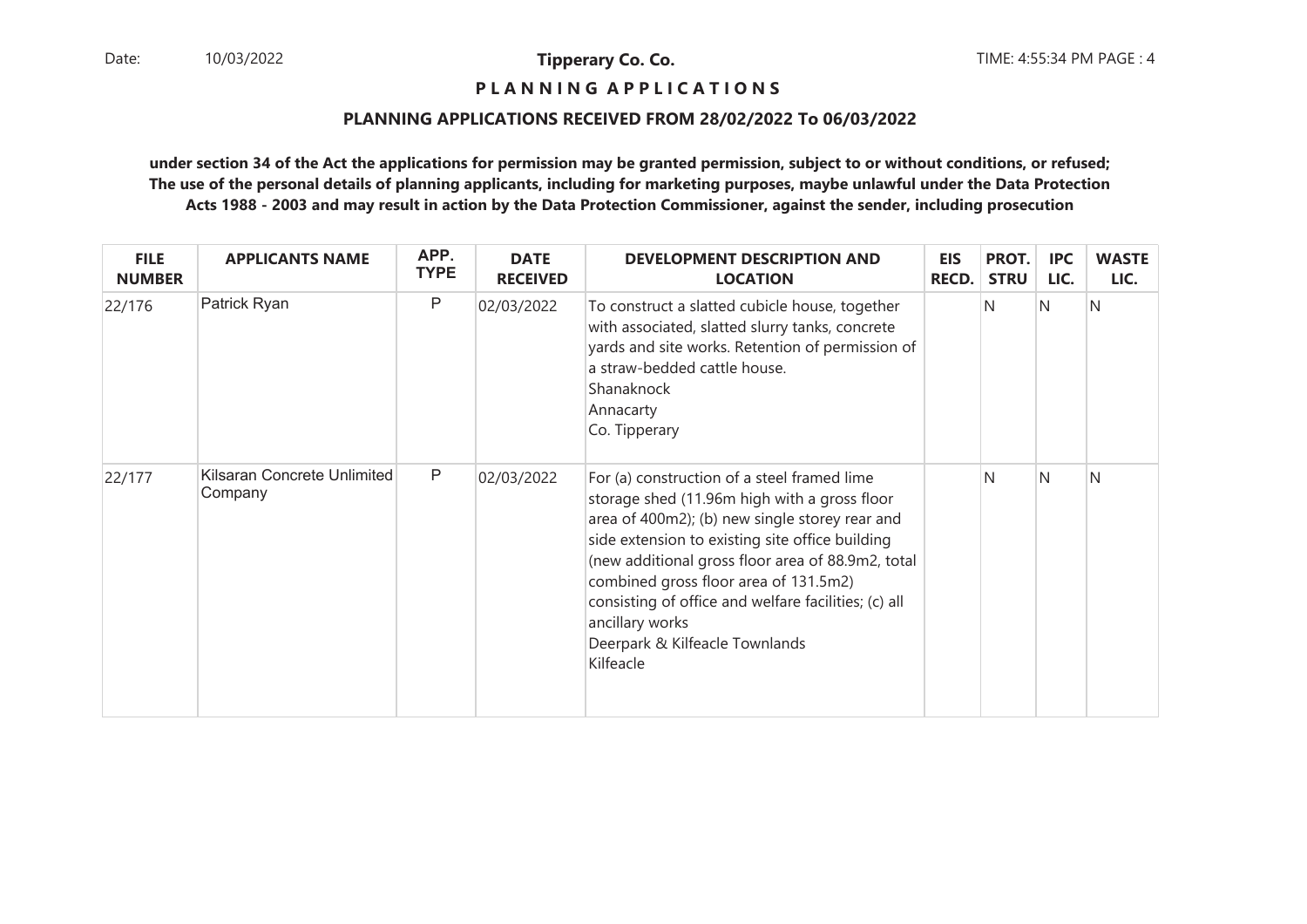**Tipperary Co. Co.**

**P L A N N I N G  A P P L I C A T I O N S**

**PLANNING APPLICATIONS RECEIVED FROM 28/02/2022 To 06/03/2022**

**under section 34 of the Act the applications for permission may be granted permission, subject to or without conditions, or refused; The use of the personal details of planning applicants, including for marketing purposes, maybe unlawful under the Data Protection Acts 1988 - 2003 and may result in action by the Data Protection Commissioner, against the sender, including prosecution**

| FILE NUMBER | APPLICANTS NAME | APP. TYPE | DATE RECEIVED | DEVELOPMENT DESCRIPTION AND LOCATION | EIS RECD. | PROT. STRU | IPC LIC. | WASTE LIC. |
|---|---|---|---|---|---|---|---|---|
| 22/176 | Patrick Ryan | P | 02/03/2022 | To construct a slatted cubicle house, together with associated, slatted slurry tanks, concrete yards and site works. Retention of permission of a straw-bedded cattle house.<br>Shanaknock<br>Annacarty<br>Co. Tipperary | | N | N | N |
| 22/177 | Kilsaran Concrete Unlimited Company | P | 02/03/2022 | For (a) construction of a steel framed lime storage shed (11.96m high with a gross floor area of 400m2); (b) new single storey rear and side extension to existing site office building (new additional gross floor area of 88.9m2, total combined gross floor area of 131.5m2) consisting of office and welfare facilities; (c) all ancillary works<br>Deerpark & Kilfeacle Townlands<br>Kilfeacle | | N | N | N |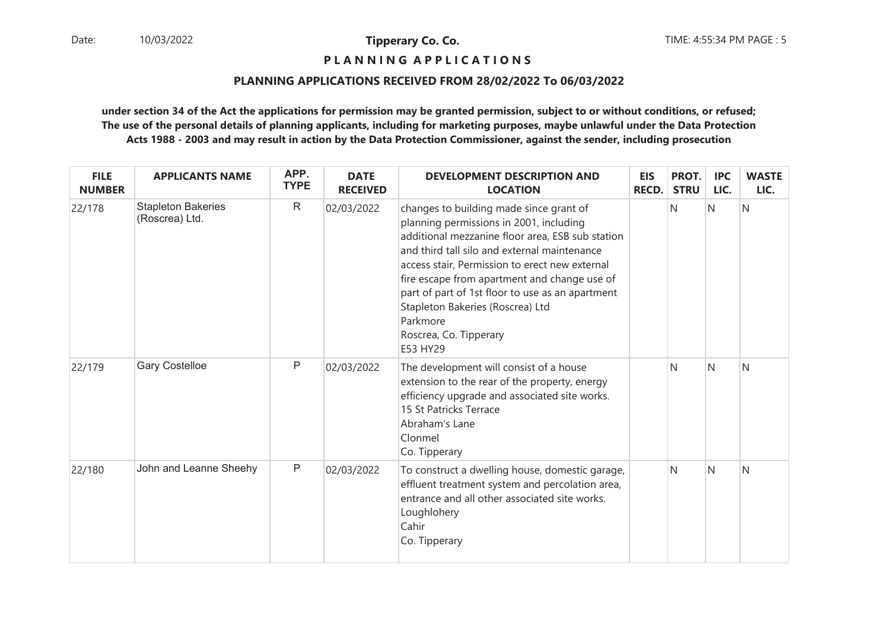**Tipperary Co. Co.**

**P L A N N I N G A P P L I C A T I O N S**

**PLANNING APPLICATIONS RECEIVED FROM 28/02/2022 To 06/03/2022**

**under section 34 of the Act the applications for permission may be granted permission, subject to or without conditions, or refused; The use of the personal details of planning applicants, including for marketing purposes, maybe unlawful under the Data Protection Acts 1988 - 2003 and may result in action by the Data Protection Commissioner, against the sender, including prosecution**

| FILE NUMBER | APPLICANTS NAME | APP. TYPE | DATE RECEIVED | DEVELOPMENT DESCRIPTION AND LOCATION | EIS RECD. | PROT. STRU | IPC LIC. | WASTE LIC. |
|---|---|---|---|---|---|---|---|---|
| 22/178 | Stapleton Bakeries (Roscrea) Ltd. | R | 02/03/2022 | changes to building made since grant of planning permissions in 2001, including additional mezzanine floor area, ESB sub station and third tall silo and external maintenance access stair, Permission to erect new external fire escape from apartment and change use of part of part of 1st floor to use as an apartment<br>Stapleton Bakeries (Roscrea) Ltd<br>Parkmore<br>Roscrea, Co. Tipperary<br>E53 HY29 | | N | N | N |
| 22/179 | Gary Costelloe | P | 02/03/2022 | The development will consist of a house extension to the rear of the property, energy efficiency upgrade and associated site works.<br>15 St Patricks Terrace<br>Abraham's Lane<br>Clonmel<br>Co. Tipperary | | N | N | N |
| 22/180 | John and Leanne Sheehy | P | 02/03/2022 | To construct a dwelling house, domestic garage, effluent treatment system and percolation area, entrance and all other associated site works.<br>Loughlohery<br>Cahir<br>Co. Tipperary | | N | N | N |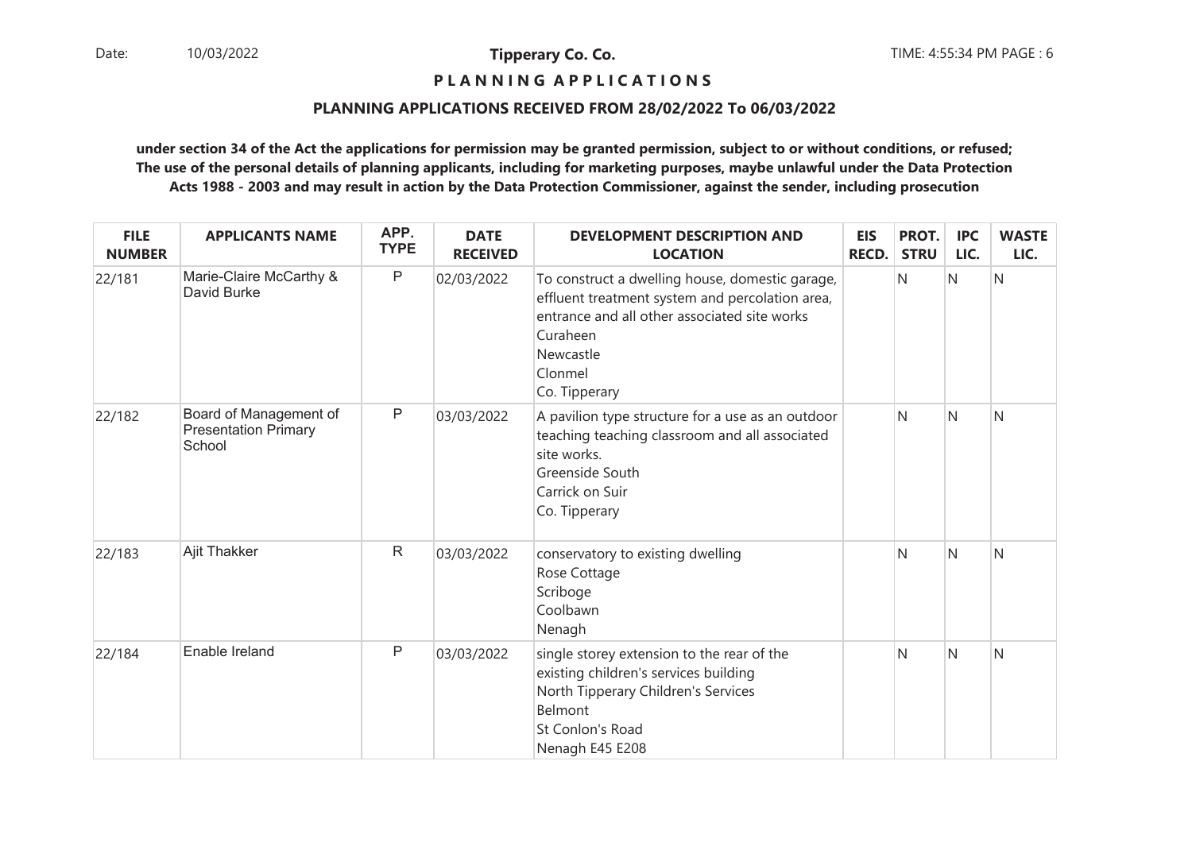**Tipperary Co. Co.**

**P L A N N I N G A P P L I C A T I O N S**

**PLANNING APPLICATIONS RECEIVED FROM 28/02/2022 To 06/03/2022**

**under section 34 of the Act the applications for permission may be granted permission, subject to or without conditions, or refused; The use of the personal details of planning applicants, including for marketing purposes, maybe unlawful under the Data Protection Acts 1988 - 2003 and may result in action by the Data Protection Commissioner, against the sender, including prosecution**

| FILE NUMBER | APPLICANTS NAME | APP. TYPE | DATE RECEIVED | DEVELOPMENT DESCRIPTION AND LOCATION | EIS RECD. | PROT. STRU | IPC LIC. | WASTE LIC. |
|---|---|---|---|---|---|---|---|---|
| 22/181 | Marie-Claire McCarthy & David Burke | P | 02/03/2022 | To construct a dwelling house, domestic garage, effluent treatment system and percolation area, entrance and all other associated site works<br>Curaheen<br>Newcastle<br>Clonmel<br>Co. Tipperary | | N | N | N |
| 22/182 | Board of Management of Presentation Primary School | P | 03/03/2022 | A pavilion type structure for a use as an outdoor teaching teaching classroom and all associated site works.<br>Greenside South<br>Carrick on Suir<br>Co. Tipperary | | N | N | N |
| 22/183 | Ajit Thakker | R | 03/03/2022 | conservatory to existing dwelling<br>Rose Cottage<br>Scriboge<br>Coolbawn<br>Nenagh | | N | N | N |
| 22/184 | Enable Ireland | P | 03/03/2022 | single storey extension to the rear of the existing children's services building<br>North Tipperary Children's Services<br>Belmont<br>St Conlon's Road<br>Nenagh E45 E208 | | N | N | N |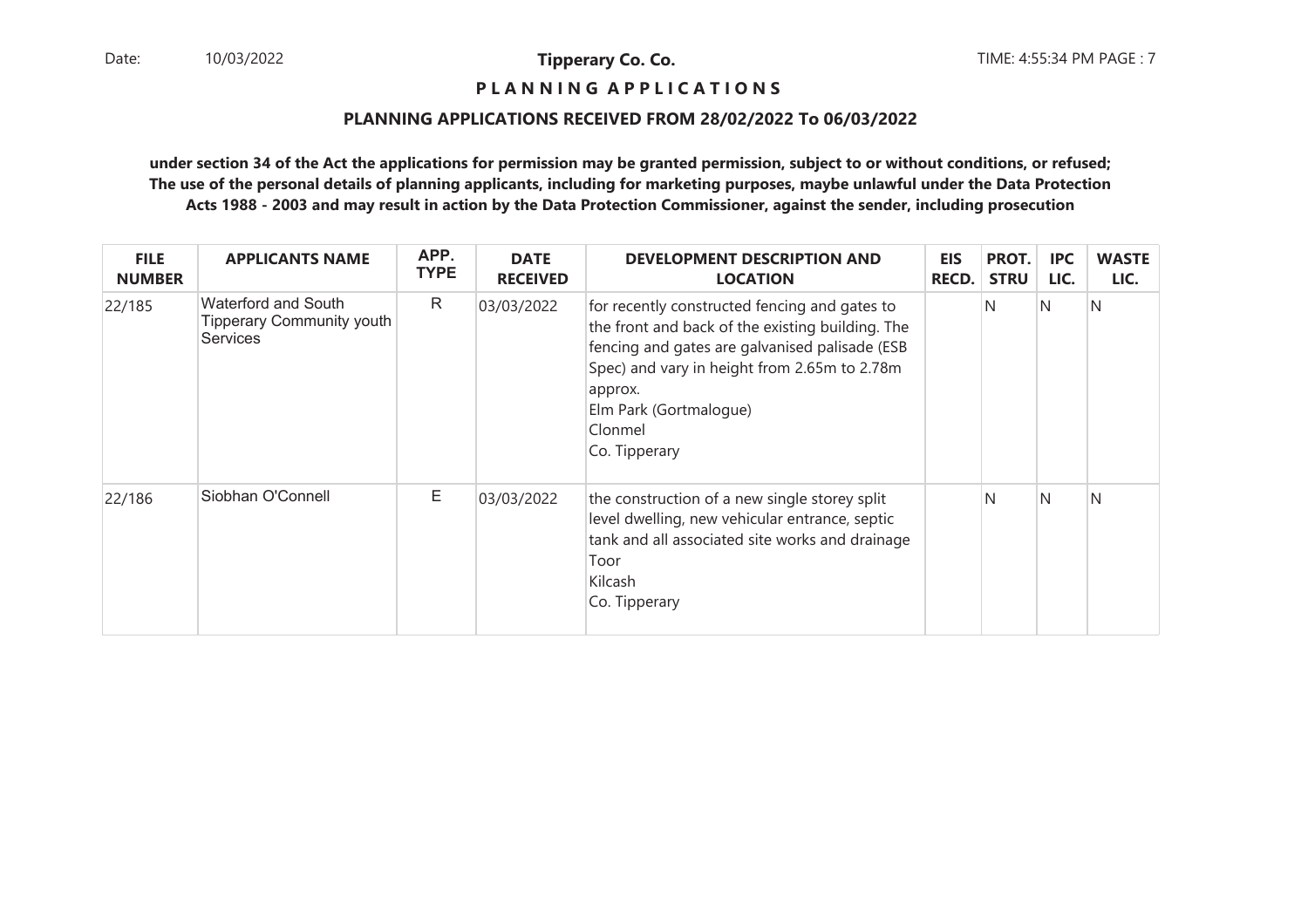**PLANNING APPLICATIONS**

**PLANNING APPLICATIONS RECEIVED FROM 28/02/2022 To 06/03/2022**

**under section 34 of the Act the applications for permission may be granted permission, subject to or without conditions, or refused; The use of the personal details of planning applicants, including for marketing purposes, maybe unlawful under the Data Protection Acts 1988 - 2003 and may result in action by the Data Protection Commissioner, against the sender, including prosecution**

| FILE NUMBER | APPLICANTS NAME | APP. TYPE | DATE RECEIVED | DEVELOPMENT DESCRIPTION AND LOCATION | EIS RECD. | PROT. STRU | IPC LIC. | WASTE LIC. |
|---|---|---|---|---|---|---|---|---|
| 22/185 | Waterford and South Tipperary Community youth Services | R | 03/03/2022 | for recently constructed fencing and gates to the front and back of the existing building. The fencing and gates are galvanised palisade (ESB Spec) and vary in height from 2.65m to 2.78m approx.<br>Elm Park (Gortmalogue)<br>Clonmel<br>Co. Tipperary | | N | N | N |
| 22/186 | Siobhan O'Connell | E | 03/03/2022 | the construction of a new single storey split level dwelling, new vehicular entrance, septic tank and all associated site works and drainage<br>Toor<br>Kilcash<br>Co. Tipperary | | N | N | N |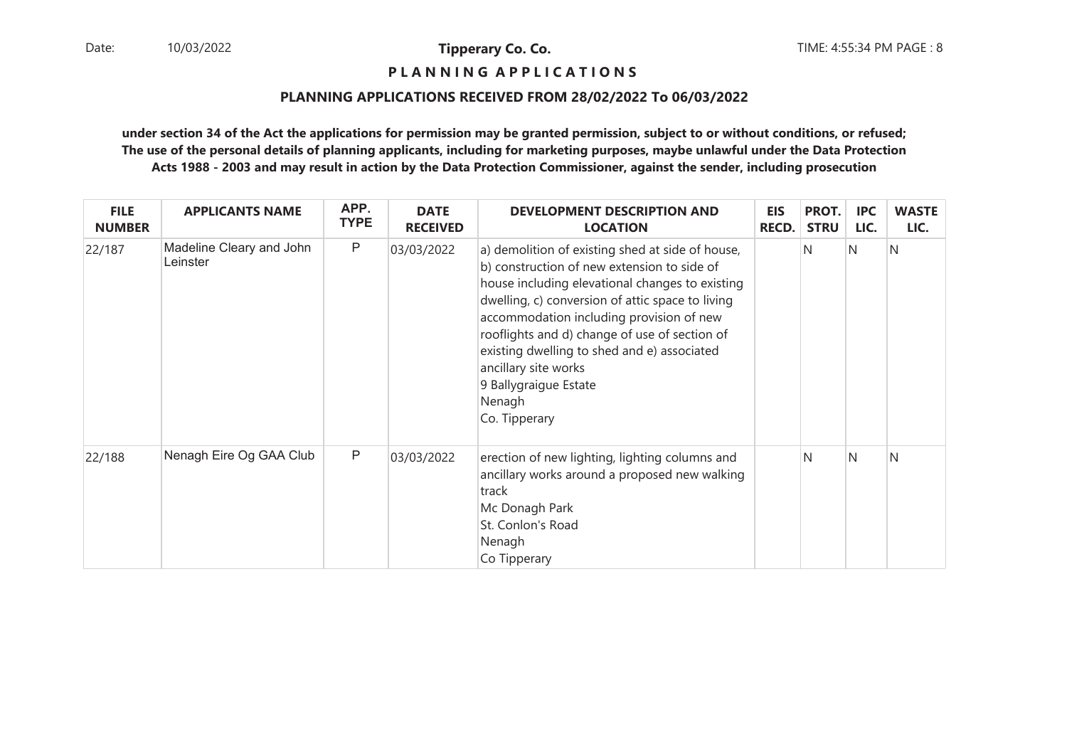**Tipperary Co. Co.**

**P L A N N I N G A P P L I C A T I O N S**

**PLANNING APPLICATIONS RECEIVED FROM 28/02/2022 To 06/03/2022**

**under section 34 of the Act the applications for permission may be granted permission, subject to or without conditions, or refused; The use of the personal details of planning applicants, including for marketing purposes, maybe unlawful under the Data Protection Acts 1988 - 2003 and may result in action by the Data Protection Commissioner, against the sender, including prosecution**

| FILE NUMBER | APPLICANTS NAME | APP. TYPE | DATE RECEIVED | DEVELOPMENT DESCRIPTION AND LOCATION | EIS RECD. | PROT. STRU | IPC LIC. | WASTE LIC. |
|---|---|---|---|---|---|---|---|---|
| 22/187 | Madeline Cleary and John Leinster | P | 03/03/2022 | a) demolition of existing shed at side of house, b) construction of new extension to side of house including elevational changes to existing dwelling, c) conversion of attic space to living accommodation including provision of new rooflights and d) change of use of section of existing dwelling to shed and e) associated ancillary site works<br>9 Ballygraigue Estate<br>Nenagh<br>Co. Tipperary | | N | N | N |
| 22/188 | Nenagh Eire Og GAA Club | P | 03/03/2022 | erection of new lighting, lighting columns and ancillary works around a proposed new walking track<br>Mc Donagh Park<br>St. Conlon's Road<br>Nenagh<br>Co Tipperary | | N | N | N |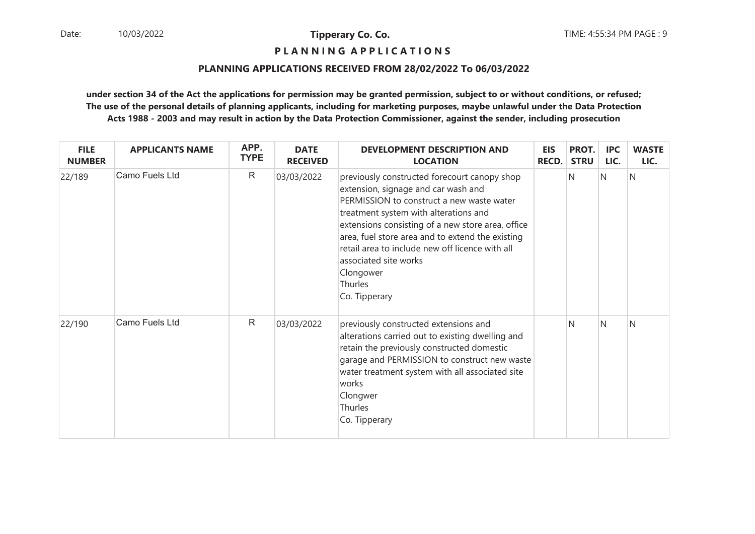**Tipperary Co. Co.**

**P L A N N I N G A P P L I C A T I O N S**

**PLANNING APPLICATIONS RECEIVED FROM 28/02/2022 To 06/03/2022**

**under section 34 of the Act the applications for permission may be granted permission, subject to or without conditions, or refused; The use of the personal details of planning applicants, including for marketing purposes, maybe unlawful under the Data Protection Acts 1988 - 2003 and may result in action by the Data Protection Commissioner, against the sender, including prosecution**

| FILE NUMBER | APPLICANTS NAME | APP. TYPE | DATE RECEIVED | DEVELOPMENT DESCRIPTION AND LOCATION | EIS RECD. | PROT. STRU | IPC LIC. | WASTE LIC. |
|---|---|---|---|---|---|---|---|---|
| 22/189 | Camo Fuels Ltd | R | 03/03/2022 | previously constructed forecourt canopy shop extension, signage and car wash and PERMISSION to construct a new waste water treatment system with alterations and extensions consisting of a new store area, office area, fuel store area and to extend the existing retail area to include new off licence with all associated site works<br>Clongower<br>Thurles<br>Co. Tipperary | | N | N | N |
| 22/190 | Camo Fuels Ltd | R | 03/03/2022 | previously constructed extensions and alterations carried out to existing dwelling and retain the previously constructed domestic garage and PERMISSION to construct new waste water treatment system with all associated site works<br>Clongwer<br>Thurles<br>Co. Tipperary | | N | N | N |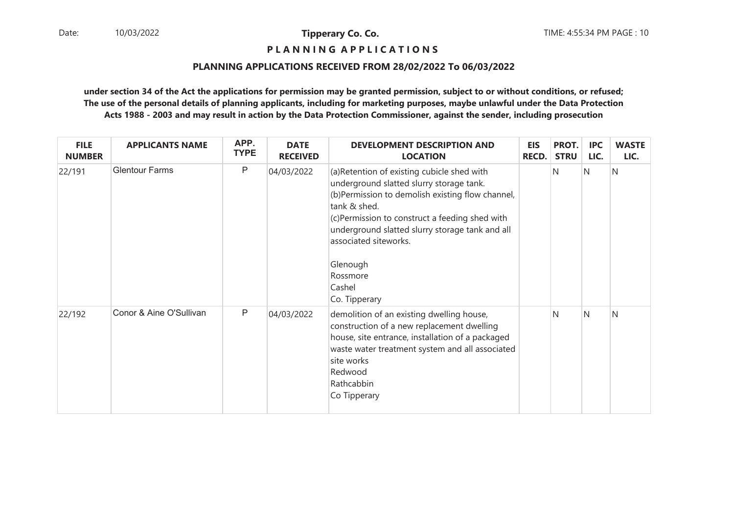**Tipperary Co. Co.**

**P L A N N I N G A P P L I C A T I O N S**

**PLANNING APPLICATIONS RECEIVED FROM 28/02/2022 To 06/03/2022**

**under section 34 of the Act the applications for permission may be granted permission, subject to or without conditions, or refused; The use of the personal details of planning applicants, including for marketing purposes, maybe unlawful under the Data Protection Acts 1988 - 2003 and may result in action by the Data Protection Commissioner, against the sender, including prosecution**

| FILE NUMBER | APPLICANTS NAME | APP. TYPE | DATE RECEIVED | DEVELOPMENT DESCRIPTION AND LOCATION | EIS RECD. | PROT. STRU | IPC LIC. | WASTE LIC. |
|---|---|---|---|---|---|---|---|---|
| 22/191 | Glentour Farms | P | 04/03/2022 | (a)Retention of existing cubicle shed with underground slatted slurry storage tank.<br>(b)Permission to demolish existing flow channel, tank & shed.<br>(c)Permission to construct a feeding shed with underground slatted slurry storage tank and all associated siteworks.<br><br>Glenough<br>Rossmore<br>Cashel<br>Co. Tipperary | | N | N | N |
| 22/192 | Conor & Aine O'Sullivan | P | 04/03/2022 | demolition of an existing dwelling house, construction of a new replacement dwelling house, site entrance, installation of a packaged waste water treatment system and all associated site works<br>Redwood<br>Rathcabbin<br>Co Tipperary | | N | N | N |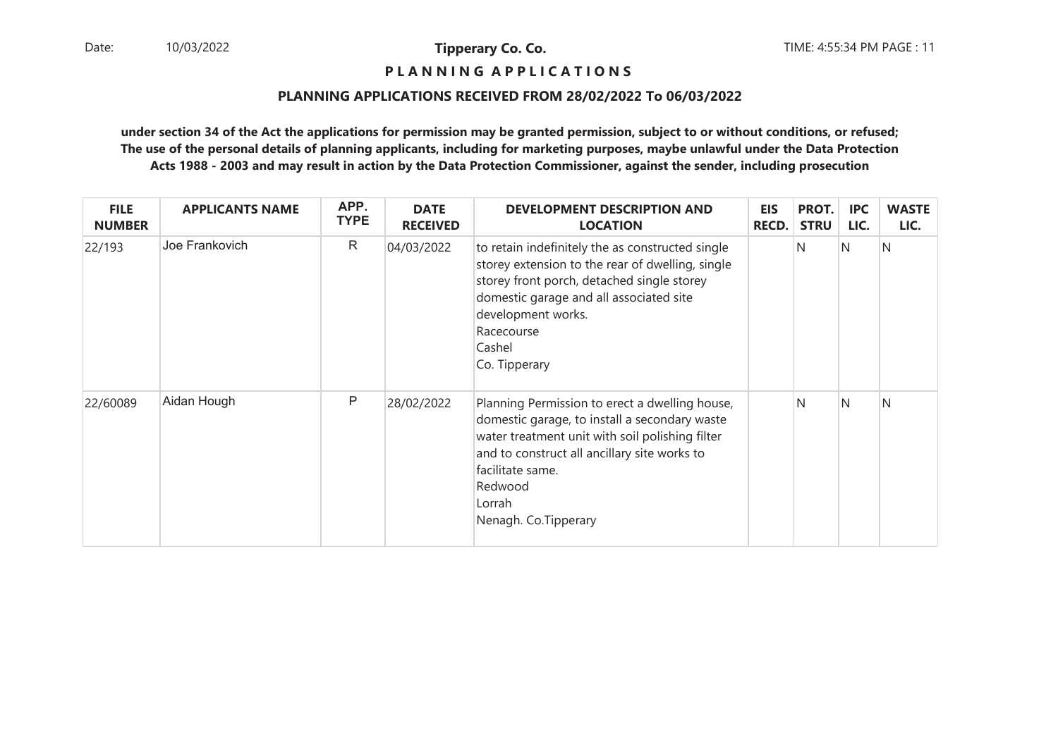**Tipperary Co. Co.**

**P L A N N I N G A P P L I C A T I O N S**

**PLANNING APPLICATIONS RECEIVED FROM 28/02/2022 To 06/03/2022**

**under section 34 of the Act the applications for permission may be granted permission, subject to or without conditions, or refused; The use of the personal details of planning applicants, including for marketing purposes, maybe unlawful under the Data Protection Acts 1988 - 2003 and may result in action by the Data Protection Commissioner, against the sender, including prosecution**

| FILE NUMBER | APPLICANTS NAME | APP. TYPE | DATE RECEIVED | DEVELOPMENT DESCRIPTION AND LOCATION | EIS RECD. | PROT. STRU | IPC LIC. | WASTE LIC. |
|---|---|---|---|---|---|---|---|---|
| 22/193 | Joe Frankovich | R | 04/03/2022 | to retain indefinitely the as constructed single storey extension to the rear of dwelling, single storey front porch, detached single storey domestic garage and all associated site development works.<br>Racecourse<br>Cashel<br>Co. Tipperary | | N | N | N |
| 22/60089 | Aidan Hough | P | 28/02/2022 | Planning Permission to erect a dwelling house, domestic garage, to install a secondary waste water treatment unit with soil polishing filter and to construct all ancillary site works to facilitate same.<br>Redwood<br>Lorrah<br>Nenagh. Co.Tipperary | | N | N | N |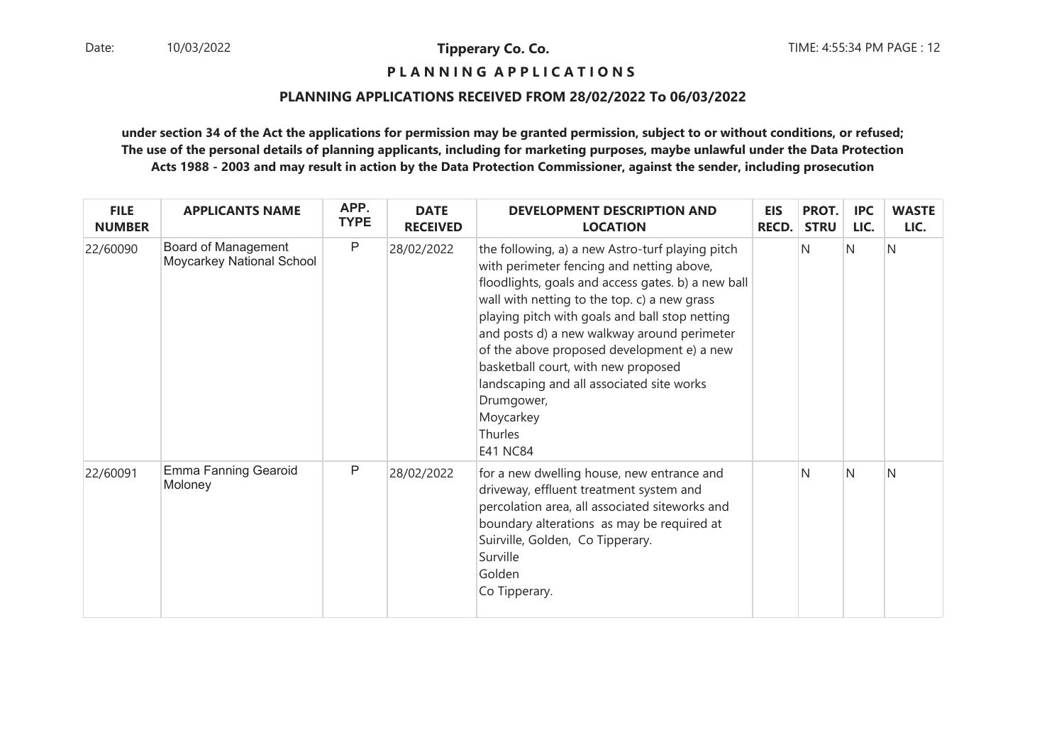**Tipperary Co. Co.**

**PLANNING APPLICATIONS**

**PLANNING APPLICATIONS RECEIVED FROM 28/02/2022 To 06/03/2022**

**under section 34 of the Act the applications for permission may be granted permission, subject to or without conditions, or refused; The use of the personal details of planning applicants, including for marketing purposes, maybe unlawful under the Data Protection Acts 1988 - 2003 and may result in action by the Data Protection Commissioner, against the sender, including prosecution**

| FILE NUMBER | APPLICANTS NAME | APP. TYPE | DATE RECEIVED | DEVELOPMENT DESCRIPTION AND LOCATION | EIS RECD. | PROT. STRU | IPC LIC. | WASTE LIC. |
|---|---|---|---|---|---|---|---|---|
| 22/60090 | Board of Management Moycarkey National School | P | 28/02/2022 | the following, a) a new Astro-turf playing pitch with perimeter fencing and netting above, floodlights, goals and access gates. b) a new ball wall with netting to the top. c) a new grass playing pitch with goals and ball stop netting and posts d) a new walkway around perimeter of the above proposed development e) a new basketball court, with new proposed landscaping and all associated site works Drumgower, Moycarkey Thurles E41 NC84 | | N | N | N |
| 22/60091 | Emma Fanning Gearoid Moloney | P | 28/02/2022 | for a new dwelling house, new entrance and driveway, effluent treatment system and percolation area, all associated siteworks and boundary alterations as may be required at Suirville, Golden, Co Tipperary. Surville Golden Co Tipperary. | | N | N | N |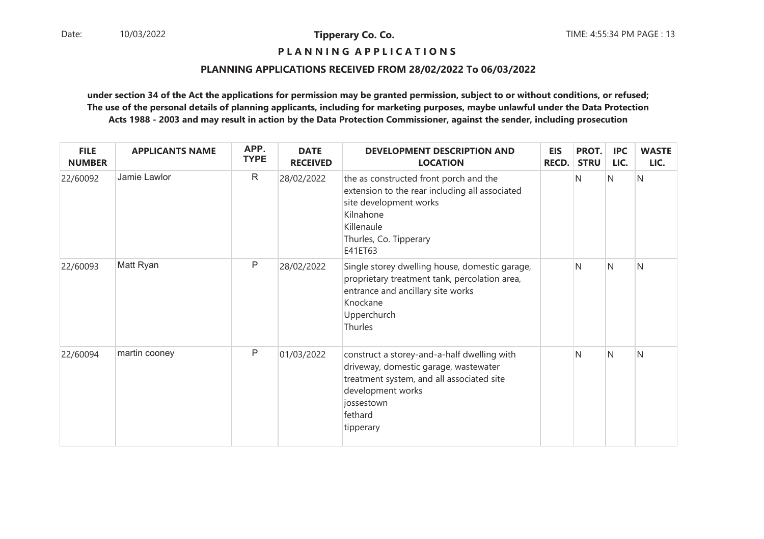**Tipperary Co. Co.**

**P L A N N I N G A P P L I C A T I O N S**

**PLANNING APPLICATIONS RECEIVED FROM 28/02/2022 To 06/03/2022**

**under section 34 of the Act the applications for permission may be granted permission, subject to or without conditions, or refused; The use of the personal details of planning applicants, including for marketing purposes, maybe unlawful under the Data Protection Acts 1988 - 2003 and may result in action by the Data Protection Commissioner, against the sender, including prosecution**

| FILE NUMBER | APPLICANTS NAME | APP. TYPE | DATE RECEIVED | DEVELOPMENT DESCRIPTION AND LOCATION | EIS RECD. | PROT. STRU | IPC LIC. | WASTE LIC. |
|---|---|---|---|---|---|---|---|---|
| 22/60092 | Jamie Lawlor | R | 28/02/2022 | the as constructed front porch and the extension to the rear including all associated site development works<br>Kilnahone<br>Killenaule<br>Thurles, Co. Tipperary<br>E41ET63 | | N | N | N |
| 22/60093 | Matt Ryan | P | 28/02/2022 | Single storey dwelling house, domestic garage, proprietary treatment tank, percolation area, entrance and ancillary site works<br>Knockane<br>Upperchurch<br>Thurles | | N | N | N |
| 22/60094 | martin cooney | P | 01/03/2022 | construct a storey-and-a-half dwelling with driveway, domestic garage, wastewater treatment system, and all associated site development works<br>jossestown<br>fethard<br>tipperary | | N | N | N |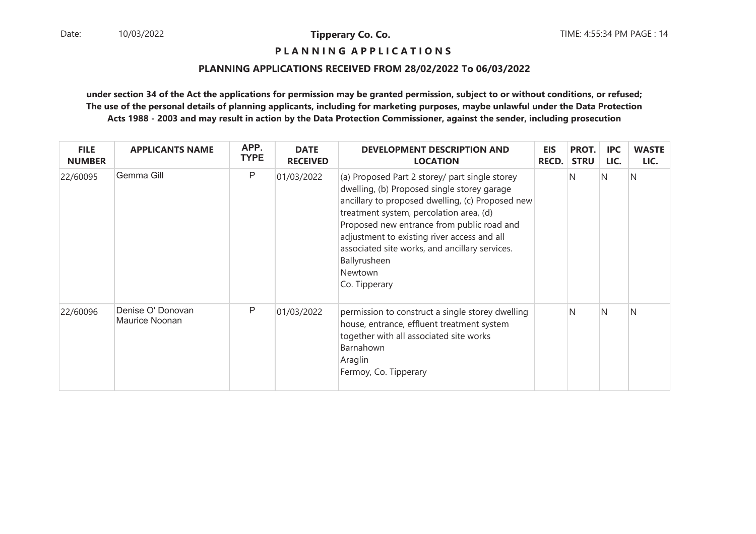**Tipperary Co. Co.**

**P L A N N I N G   A P P L I C A T I O N S**

**PLANNING APPLICATIONS RECEIVED FROM 28/02/2022 To 06/03/2022**

**under section 34 of the Act the applications for permission may be granted permission, subject to or without conditions, or refused; The use of the personal details of planning applicants, including for marketing purposes, maybe unlawful under the Data Protection Acts 1988 - 2003 and may result in action by the Data Protection Commissioner, against the sender, including prosecution**

| FILE NUMBER | APPLICANTS NAME | APP. TYPE | DATE RECEIVED | DEVELOPMENT DESCRIPTION AND LOCATION | EIS RECD. | PROT. STRU | IPC LIC. | WASTE LIC. |
|---|---|---|---|---|---|---|---|---|
| 22/60095 | Gemma Gill | P | 01/03/2022 | (a) Proposed Part 2 storey/ part single storey dwelling, (b) Proposed single storey garage ancillary to proposed dwelling, (c) Proposed new treatment system, percolation area, (d) Proposed new entrance from public road and adjustment to existing river access and all associated site works, and ancillary services.<br>Ballyrusheen<br>Newtown<br>Co. Tipperary | | N | N | N |
| 22/60096 | Denise O' Donovan<br>Maurice Noonan | P | 01/03/2022 | permission to construct a single storey dwelling house, entrance, effluent treatment system together with all associated site works<br>Barnahown<br>Araglin<br>Fermoy, Co. Tipperary | | N | N | N |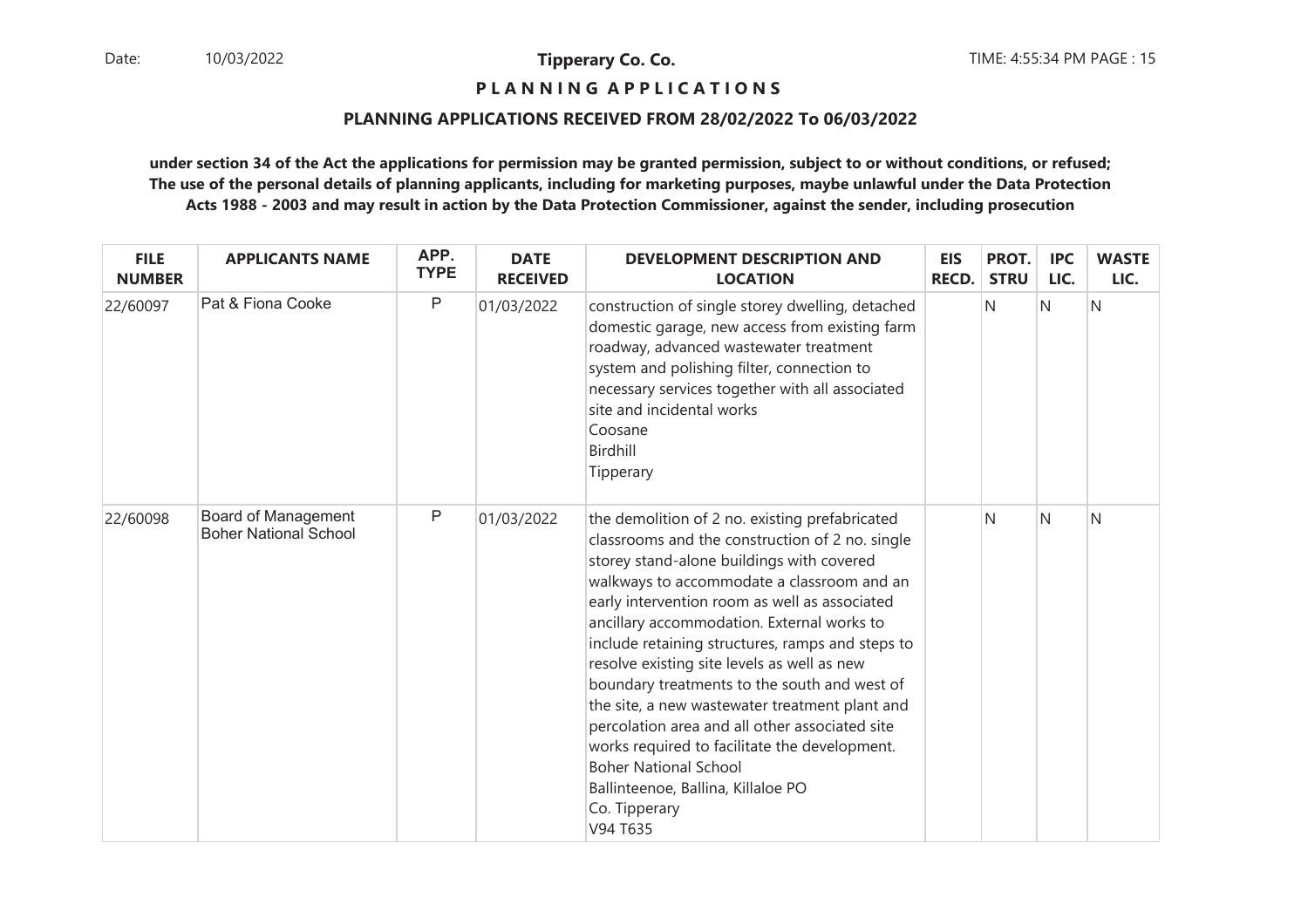**Tipperary Co. Co.**

**P L A N N I N G A P P L I C A T I O N S**

**PLANNING APPLICATIONS RECEIVED FROM 28/02/2022 To 06/03/2022**

**under section 34 of the Act the applications for permission may be granted permission, subject to or without conditions, or refused; The use of the personal details of planning applicants, including for marketing purposes, maybe unlawful under the Data Protection Acts 1988 - 2003 and may result in action by the Data Protection Commissioner, against the sender, including prosecution**

| FILE NUMBER | APPLICANTS NAME | APP. TYPE | DATE RECEIVED | DEVELOPMENT DESCRIPTION AND LOCATION | EIS RECD. | PROT. STRU | IPC LIC. | WASTE LIC. |
|---|---|---|---|---|---|---|---|---|
| 22/60097 | Pat & Fiona Cooke | P | 01/03/2022 | construction of single storey dwelling, detached domestic garage, new access from existing farm roadway, advanced wastewater treatment system and polishing filter, connection to necessary services together with all associated site and incidental works<br>Coosane<br>Birdhill<br>Tipperary | | N | N | N |
| 22/60098 | Board of Management Boher National School | P | 01/03/2022 | the demolition of 2 no. existing prefabricated classrooms and the construction of 2 no. single storey stand-alone buildings with covered walkways to accommodate a classroom and an early intervention room as well as associated ancillary accommodation. External works to include retaining structures, ramps and steps to resolve existing site levels as well as new boundary treatments to the south and west of the site, a new wastewater treatment plant and percolation area and all other associated site works required to facilitate the development.<br>Boher National School<br>Ballinteenoe, Ballina, Killaloe PO<br>Co. Tipperary<br>V94 T635 | | N | N | N |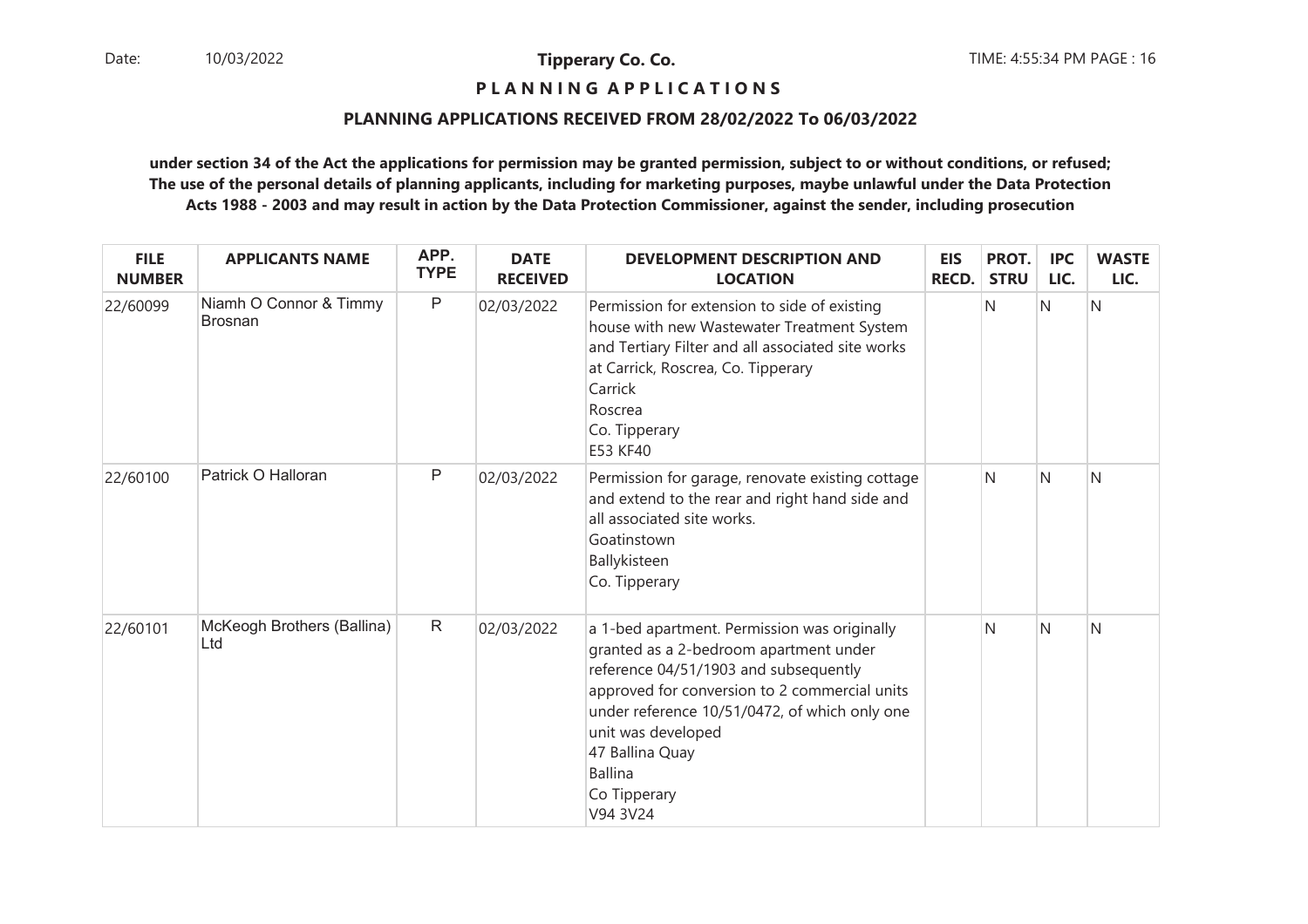**Tipperary Co. Co.**

**P L A N N I N G A P P L I C A T I O N S**

**PLANNING APPLICATIONS RECEIVED FROM 28/02/2022 To 06/03/2022**

**under section 34 of the Act the applications for permission may be granted permission, subject to or without conditions, or refused; The use of the personal details of planning applicants, including for marketing purposes, maybe unlawful under the Data Protection Acts 1988 - 2003 and may result in action by the Data Protection Commissioner, against the sender, including prosecution**

| FILE NUMBER | APPLICANTS NAME | APP. TYPE | DATE RECEIVED | DEVELOPMENT DESCRIPTION AND LOCATION | EIS RECD. | PROT. STRU | IPC LIC. | WASTE LIC. |
|---|---|---|---|---|---|---|---|---|
| 22/60099 | Niamh O Connor & Timmy Brosnan | P | 02/03/2022 | Permission for extension to side of existing house with new Wastewater Treatment System and Tertiary Filter and all associated site works at Carrick, Roscrea, Co. Tipperary<br>Carrick<br>Roscrea<br>Co. Tipperary<br>E53 KF40 | | N | N | N |
| 22/60100 | Patrick O Halloran | P | 02/03/2022 | Permission for garage, renovate existing cottage and extend to the rear and right hand side and all associated site works.<br>Goatinstown<br>Ballykisteen<br>Co. Tipperary | | N | N | N |
| 22/60101 | McKeogh Brothers (Ballina) Ltd | R | 02/03/2022 | a 1-bed apartment. Permission was originally granted as a 2-bedroom apartment under reference 04/51/1903 and subsequently approved for conversion to 2 commercial units under reference 10/51/0472, of which only one unit was developed<br>47 Ballina Quay<br>Ballina<br>Co Tipperary<br>V94 3V24 | | N | N | N |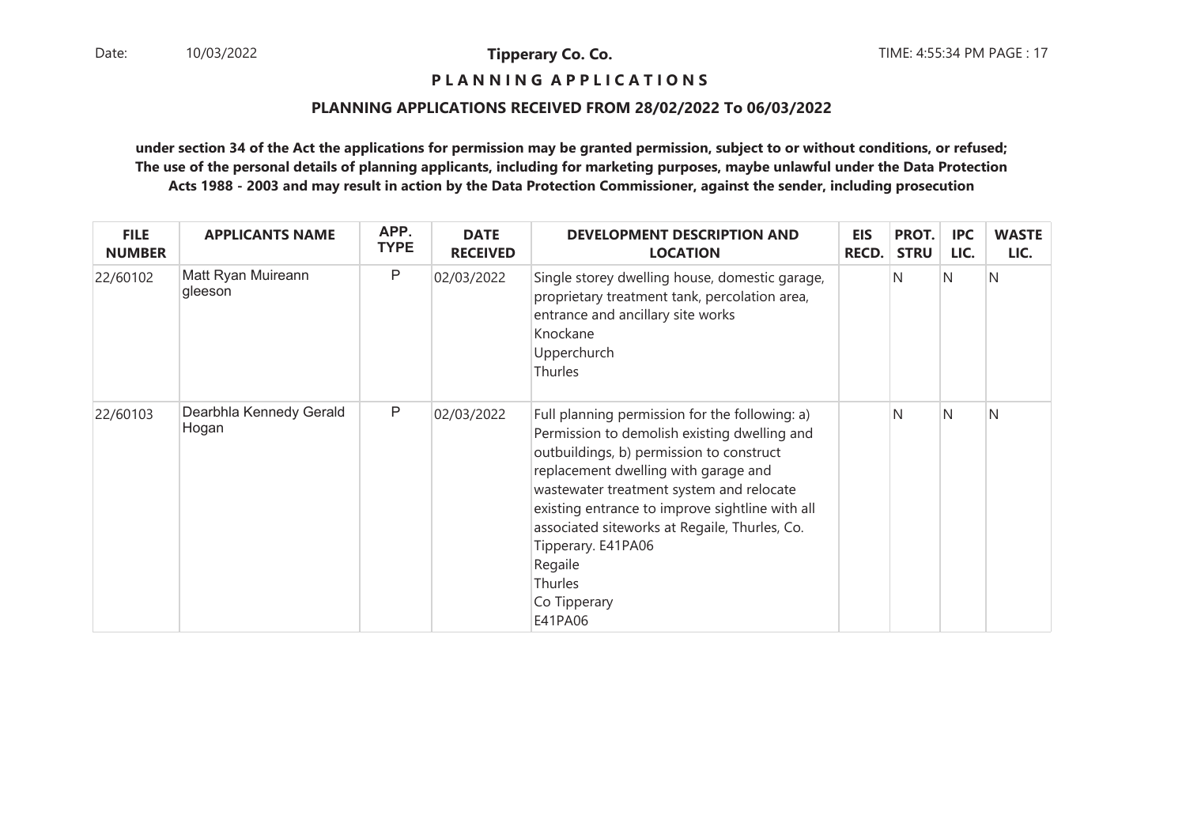**Tipperary Co. Co.**

**P L A N N I N G  A P P L I C A T I O N S**

**PLANNING APPLICATIONS RECEIVED FROM 28/02/2022 To 06/03/2022**

**under section 34 of the Act the applications for permission may be granted permission, subject to or without conditions, or refused; The use of the personal details of planning applicants, including for marketing purposes, maybe unlawful under the Data Protection Acts 1988 - 2003 and may result in action by the Data Protection Commissioner, against the sender, including prosecution**

| FILE NUMBER | APPLICANTS NAME | APP. TYPE | DATE RECEIVED | DEVELOPMENT DESCRIPTION AND LOCATION | EIS RECD. | PROT. STRU | IPC LIC. | WASTE LIC. |
|---|---|---|---|---|---|---|---|---|
| 22/60102 | Matt Ryan Muireann gleeson | P | 02/03/2022 | Single storey dwelling house, domestic garage, proprietary treatment tank, percolation area, entrance and ancillary site works<br>Knockane<br>Upperchurch<br>Thurles | | N | N | N |
| 22/60103 | Dearbhla Kennedy Gerald Hogan | P | 02/03/2022 | Full planning permission for the following: a) Permission to demolish existing dwelling and outbuildings, b) permission to construct replacement dwelling with garage and wastewater treatment system and relocate existing entrance to improve sightline with all associated siteworks at Regaile, Thurles, Co. Tipperary. E41PA06<br>Regaile<br>Thurles<br>Co Tipperary<br>E41PA06 | | N | N | N |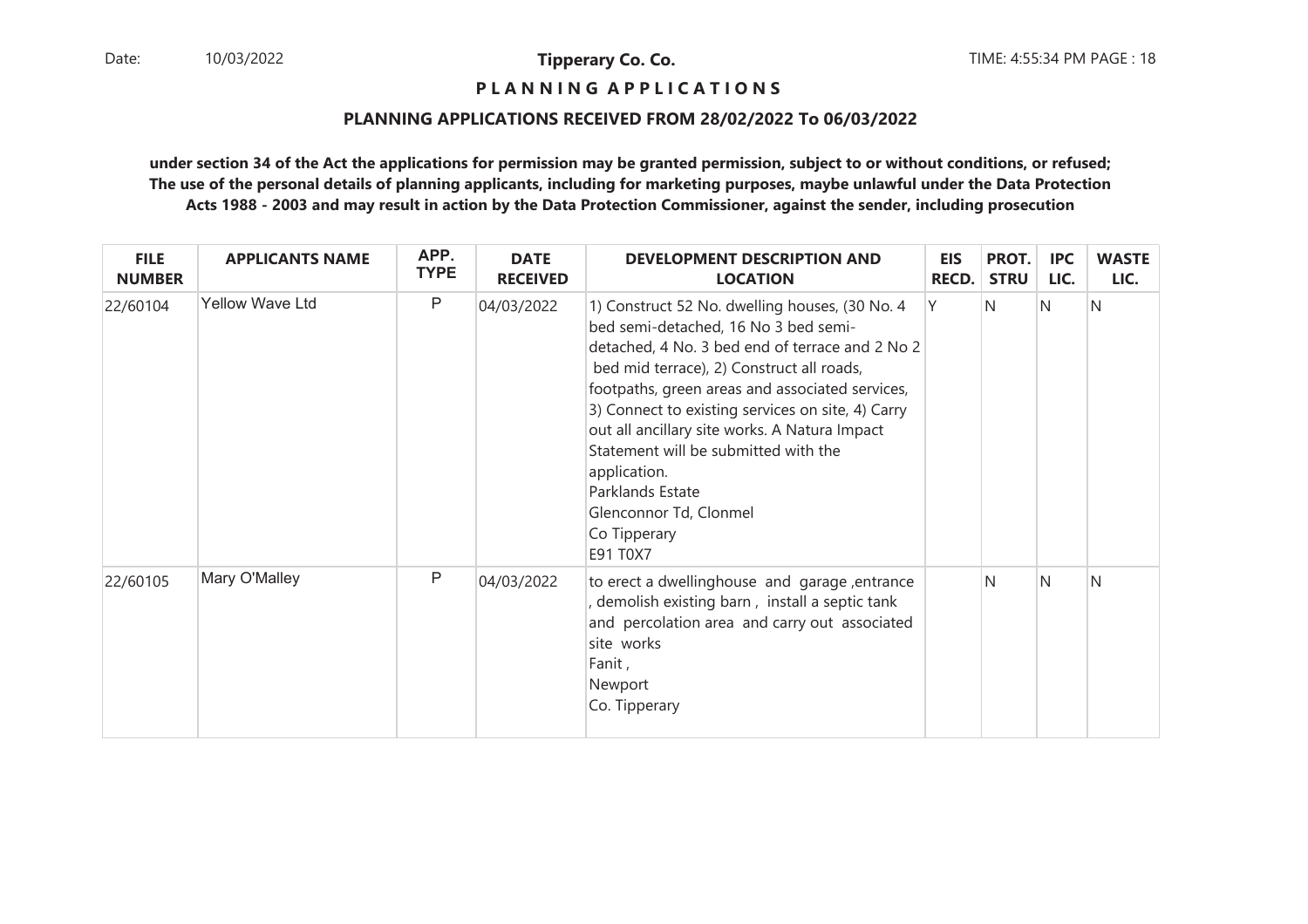**Tipperary Co. Co.**

**PLANNING APPLICATIONS**

**PLANNING APPLICATIONS RECEIVED FROM 28/02/2022 To 06/03/2022**

**under section 34 of the Act the applications for permission may be granted permission, subject to or without conditions, or refused; The use of the personal details of planning applicants, including for marketing purposes, maybe unlawful under the Data Protection Acts 1988 - 2003 and may result in action by the Data Protection Commissioner, against the sender, including prosecution**

| FILE NUMBER | APPLICANTS NAME | APP. TYPE | DATE RECEIVED | DEVELOPMENT DESCRIPTION AND LOCATION | EIS RECD. | PROT. STRU | IPC LIC. | WASTE LIC. |
|---|---|---|---|---|---|---|---|---|
| 22/60104 | Yellow Wave Ltd | P | 04/03/2022 | 1) Construct 52 No. dwelling houses, (30 No. 4 bed semi-detached, 16 No 3 bed semi-detached, 4 No. 3 bed end of terrace and 2 No 2 bed mid terrace), 2) Construct all roads, footpaths, green areas and associated services, 3) Connect to existing services on site, 4) Carry out all ancillary site works. A Natura Impact Statement will be submitted with the application.<br>Parklands Estate<br>Glenconnor Td, Clonmel<br>Co Tipperary<br>E91 T0X7 | Y | N | N | N |
| 22/60105 | Mary O'Malley | P | 04/03/2022 | to erect a dwellinghouse and garage ,entrance , demolish existing barn , install a septic tank and percolation area and carry out associated site works<br>Fanit ,<br>Newport<br>Co. Tipperary | | N | N | N |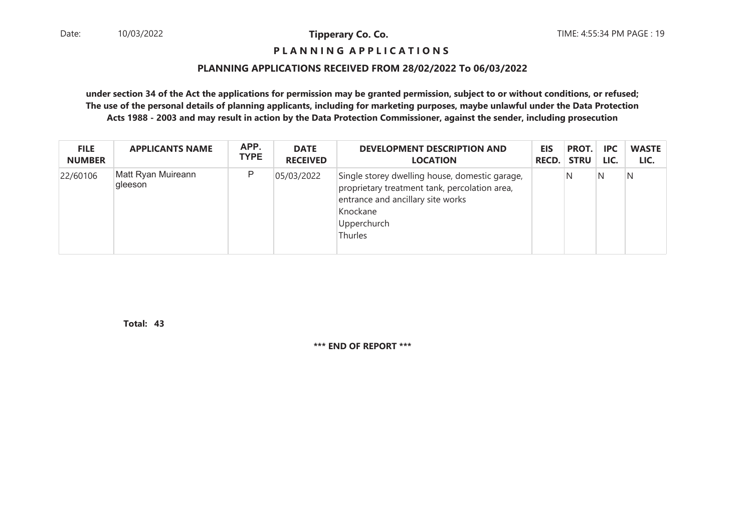**P L A N N I N G   A P P L I C A T I O N S**

**PLANNING APPLICATIONS RECEIVED FROM 28/02/2022 To 06/03/2022**

**under section 34 of the Act the applications for permission may be granted permission, subject to or without conditions, or refused; The use of the personal details of planning applicants, including for marketing purposes, maybe unlawful under the Data Protection Acts 1988 - 2003 and may result in action by the Data Protection Commissioner, against the sender, including prosecution**

| FILE NUMBER | APPLICANTS NAME | APP. TYPE | DATE RECEIVED | DEVELOPMENT DESCRIPTION AND LOCATION | EIS RECD. | PROT. STRU | IPC LIC. | WASTE LIC. |
|---|---|---|---|---|---|---|---|---|
| 22/60106 | Matt Ryan Muireann gleeson | P | 05/03/2022 | Single storey dwelling house, domestic garage, proprietary treatment tank, percolation area, entrance and ancillary site works<br>Knockane<br>Upperchurch<br>Thurles | | N | N | N |

**Total: 43**

**\*\*\* END OF REPORT \*\*\***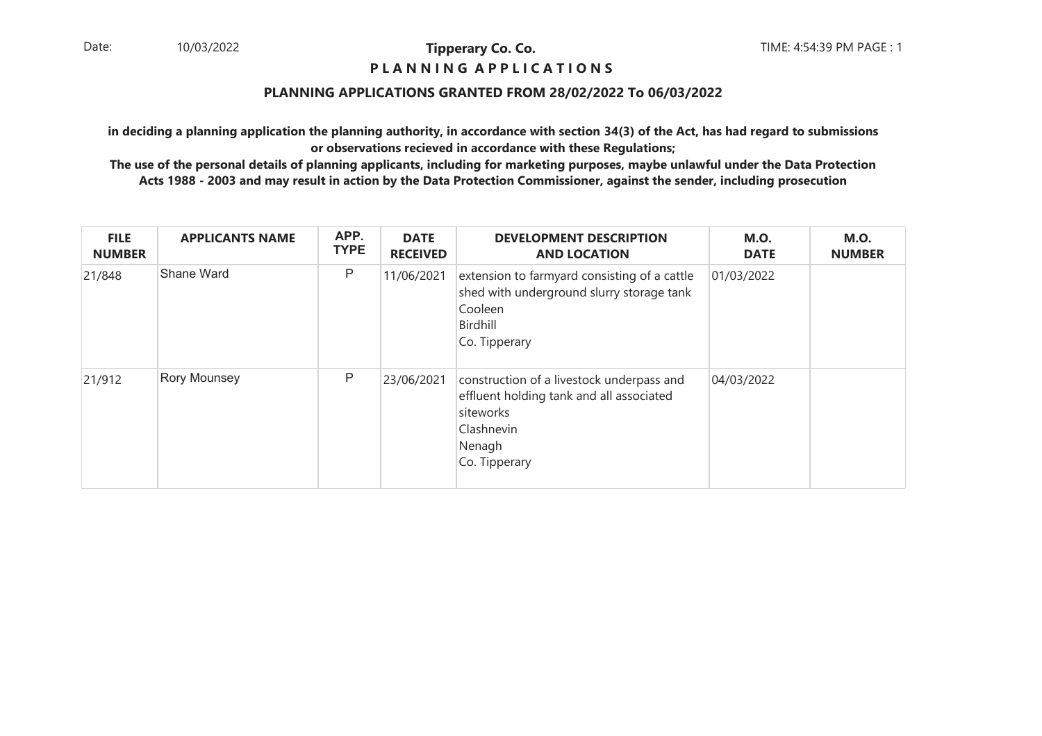**Tipperary Co. Co.**

**P L A N N I N G A P P L I C A T I O N S**

**PLANNING APPLICATIONS GRANTED FROM 28/02/2022 To 06/03/2022**

**in deciding a planning application the planning authority, in accordance with section 34(3) of the Act, has had regard to submissions or observations recieved in accordance with these Regulations;**

**The use of the personal details of planning applicants, including for marketing purposes, maybe unlawful under the Data Protection Acts 1988 - 2003 and may result in action by the Data Protection Commissioner, against the sender, including prosecution**

| FILE NUMBER | APPLICANTS NAME | APP. TYPE | DATE RECEIVED | DEVELOPMENT DESCRIPTION AND LOCATION | M.O. DATE | M.O. NUMBER |
|---|---|---|---|---|---|---|
| 21/848 | Shane Ward | P | 11/06/2021 | extension to farmyard consisting of a cattle shed with underground slurry storage tank Cooleen Birdhill Co. Tipperary | 01/03/2022 | |
| 21/912 | Rory Mounsey | P | 23/06/2021 | construction of a livestock underpass and effluent holding tank and all associated siteworks Clashnevin Nenagh Co. Tipperary | 04/03/2022 | |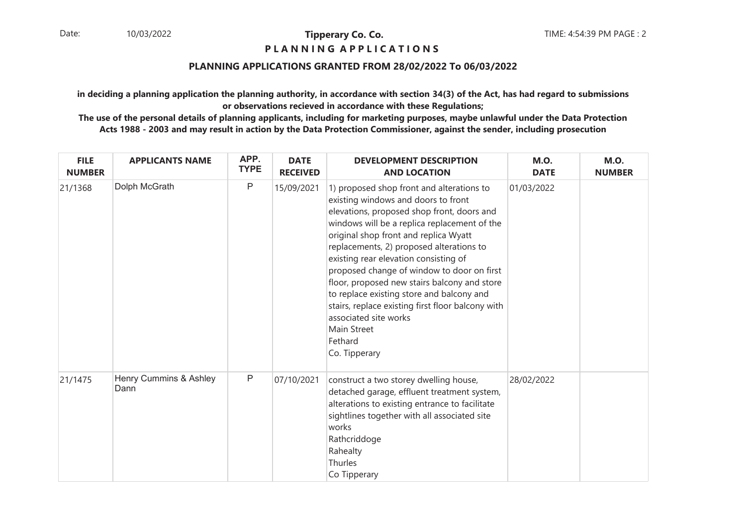**Tipperary Co. Co.**

**P L A N N I N G A P P L I C A T I O N S**

**PLANNING APPLICATIONS GRANTED FROM 28/02/2022 To 06/03/2022**

**in deciding a planning application the planning authority, in accordance with section 34(3) of the Act, has had regard to submissions or observations recieved in accordance with these Regulations;**

**The use of the personal details of planning applicants, including for marketing purposes, maybe unlawful under the Data Protection Acts 1988 - 2003 and may result in action by the Data Protection Commissioner, against the sender, including prosecution**

| FILE NUMBER | APPLICANTS NAME | APP. TYPE | DATE RECEIVED | DEVELOPMENT DESCRIPTION AND LOCATION | M.O. DATE | M.O. NUMBER |
|---|---|---|---|---|---|---|
| 21/1368 | Dolph McGrath | P | 15/09/2021 | 1) proposed shop front and alterations to existing windows and doors to front elevations, proposed shop front, doors and windows will be a replica replacement of the original shop front and replica Wyatt replacements, 2) proposed alterations to existing rear elevation consisting of proposed change of window to door on first floor, proposed new stairs balcony and store to replace existing store and balcony and stairs, replace existing first floor balcony with associated site works<br>Main Street<br>Fethard<br>Co. Tipperary | 01/03/2022 | |
| 21/1475 | Henry Cummins & Ashley Dann | P | 07/10/2021 | construct a two storey dwelling house, detached garage, effluent treatment system, alterations to existing entrance to facilitate sightlines together with all associated site works<br>Rathcriddoge<br>Rahealty<br>Thurles<br>Co Tipperary | 28/02/2022 | |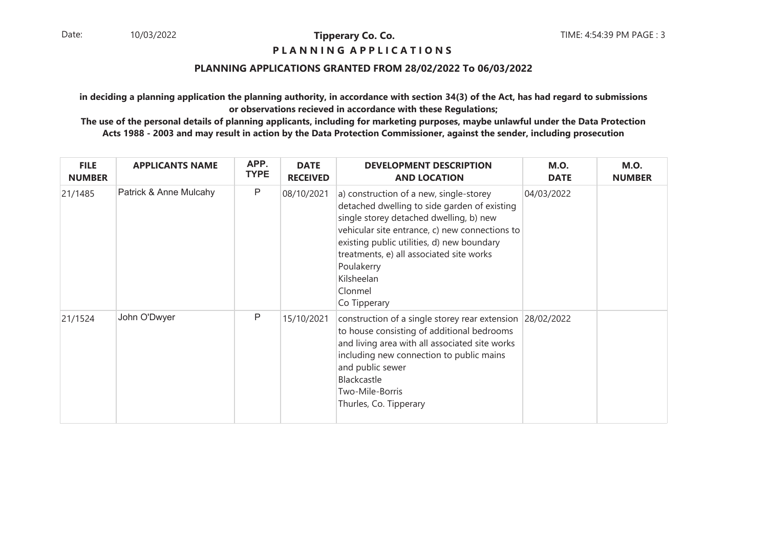**Tipperary Co. Co.**

**P L A N N I N G A P P L I C A T I O N S**

**PLANNING APPLICATIONS GRANTED FROM 28/02/2022 To 06/03/2022**

**in deciding a planning application the planning authority, in accordance with section 34(3) of the Act, has had regard to submissions or observations recieved in accordance with these Regulations;**

**The use of the personal details of planning applicants, including for marketing purposes, maybe unlawful under the Data Protection Acts 1988 - 2003 and may result in action by the Data Protection Commissioner, against the sender, including prosecution**

| FILE NUMBER | APPLICANTS NAME | APP. TYPE | DATE RECEIVED | DEVELOPMENT DESCRIPTION AND LOCATION | M.O. DATE | M.O. NUMBER |
|---|---|---|---|---|---|---|
| 21/1485 | Patrick & Anne Mulcahy | P | 08/10/2021 | a) construction of a new, single-storey detached dwelling to side garden of existing single storey detached dwelling, b) new vehicular site entrance, c) new connections to existing public utilities, d) new boundary treatments, e) all associated site works<br>Poulakerry<br>Kilsheelan<br>Clonmel<br>Co Tipperary | 04/03/2022 | |
| 21/1524 | John O'Dwyer | P | 15/10/2021 | construction of a single storey rear extension to house consisting of additional bedrooms and living area with all associated site works including new connection to public mains and public sewer<br>Blackcastle<br>Two-Mile-Borris<br>Thurles, Co. Tipperary | 28/02/2022 | |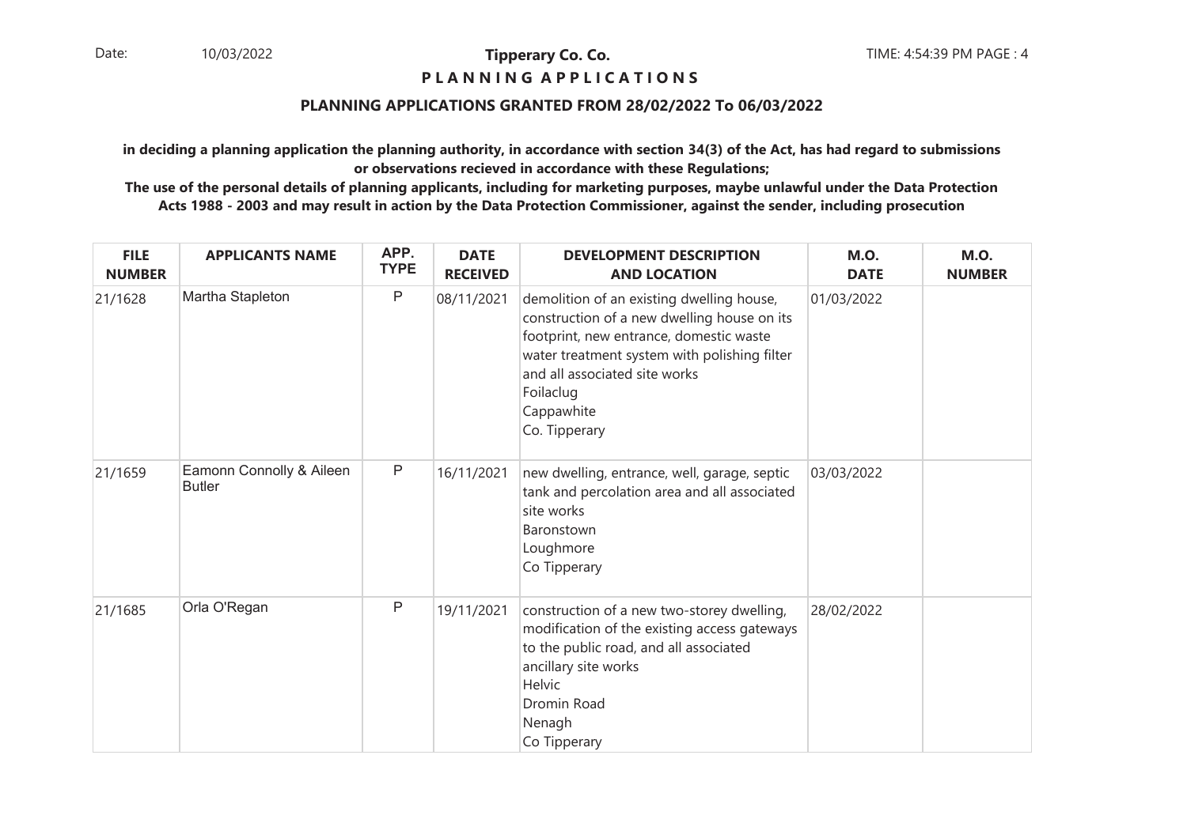Date: 10/03/2022

**Tipperary Co. Co.**

**P L A N N I N G A P P L I C A T I O N S**

TIME: 4:54:39 PM PAGE : 4

## PLANNING APPLICATIONS GRANTED FROM 28/02/2022 To 06/03/2022

**in deciding a planning application the planning authority, in accordance with section 34(3) of the Act, has had regard to submissions or observations recieved in accordance with these Regulations;**

**The use of the personal details of planning applicants, including for marketing purposes, maybe unlawful under the Data Protection Acts 1988 - 2003 and may result in action by the Data Protection Commissioner, against the sender, including prosecution**

| FILE NUMBER | APPLICANTS NAME | APP. TYPE | DATE RECEIVED | DEVELOPMENT DESCRIPTION AND LOCATION | M.O. DATE | M.O. NUMBER |
|---|---|---|---|---|---|---|
| 21/1628 | Martha Stapleton | P | 08/11/2021 | demolition of an existing dwelling house, construction of a new dwelling house on its footprint, new entrance, domestic waste water treatment system with polishing filter and all associated site works<br>Foilaclug<br>Cappawhite<br>Co. Tipperary | 01/03/2022 | |
| 21/1659 | Eamonn Connolly & Aileen Butler | P | 16/11/2021 | new dwelling, entrance, well, garage, septic tank and percolation area and all associated site works<br>Baronstown<br>Loughmore<br>Co Tipperary | 03/03/2022 | |
| 21/1685 | Orla O'Regan | P | 19/11/2021 | construction of a new two-storey dwelling, modification of the existing access gateways to the public road, and all associated ancillary site works<br>Helvic<br>Dromin Road<br>Nenagh<br>Co Tipperary | 28/02/2022 | |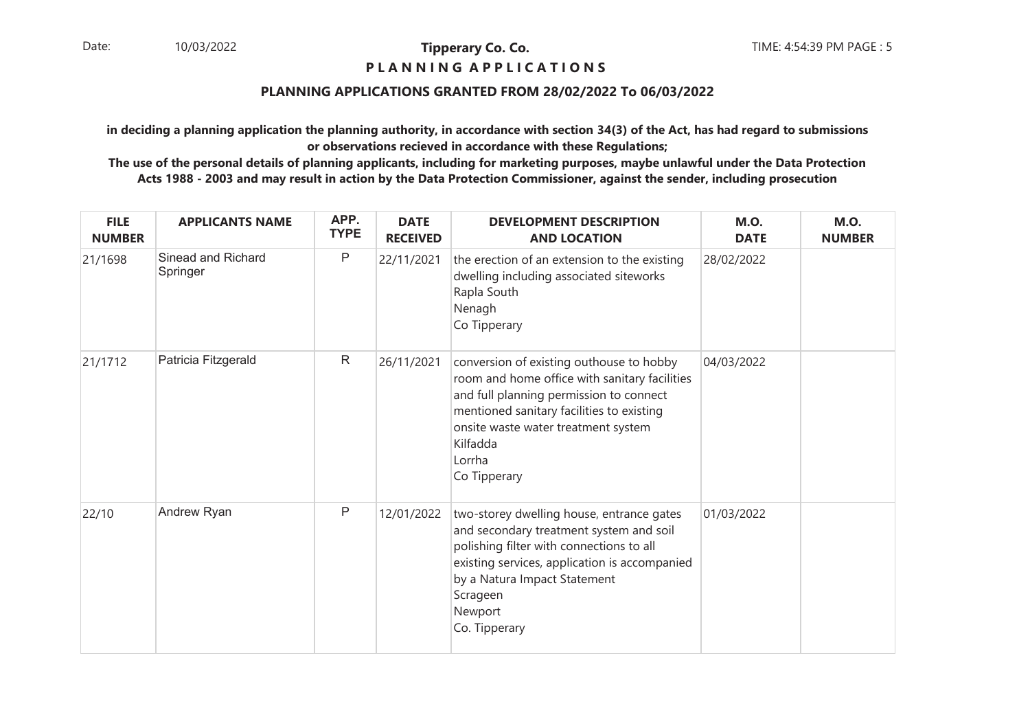**Tipperary Co. Co.**

**P L A N N I N G A P P L I C A T I O N S**

**PLANNING APPLICATIONS GRANTED FROM 28/02/2022 To 06/03/2022**

**in deciding a planning application the planning authority, in accordance with section 34(3) of the Act, has had regard to submissions or observations recieved in accordance with these Regulations;**

**The use of the personal details of planning applicants, including for marketing purposes, maybe unlawful under the Data Protection Acts 1988 - 2003 and may result in action by the Data Protection Commissioner, against the sender, including prosecution**

| FILE NUMBER | APPLICANTS NAME | APP. TYPE | DATE RECEIVED | DEVELOPMENT DESCRIPTION AND LOCATION | M.O. DATE | M.O. NUMBER |
|---|---|---|---|---|---|---|
| 21/1698 | Sinead and Richard Springer | P | 22/11/2021 | the erection of an extension to the existing dwelling including associated siteworks Rapla South Nenagh Co Tipperary | 28/02/2022 | |
| 21/1712 | Patricia Fitzgerald | R | 26/11/2021 | conversion of existing outhouse to hobby room and home office with sanitary facilities and full planning permission to connect mentioned sanitary facilities to existing onsite waste water treatment system Kilfadda Lorrha Co Tipperary | 04/03/2022 | |
| 22/10 | Andrew Ryan | P | 12/01/2022 | two-storey dwelling house, entrance gates and secondary treatment system and soil polishing filter with connections to all existing services, application is accompanied by a Natura Impact Statement Scrageen Newport Co. Tipperary | 01/03/2022 | |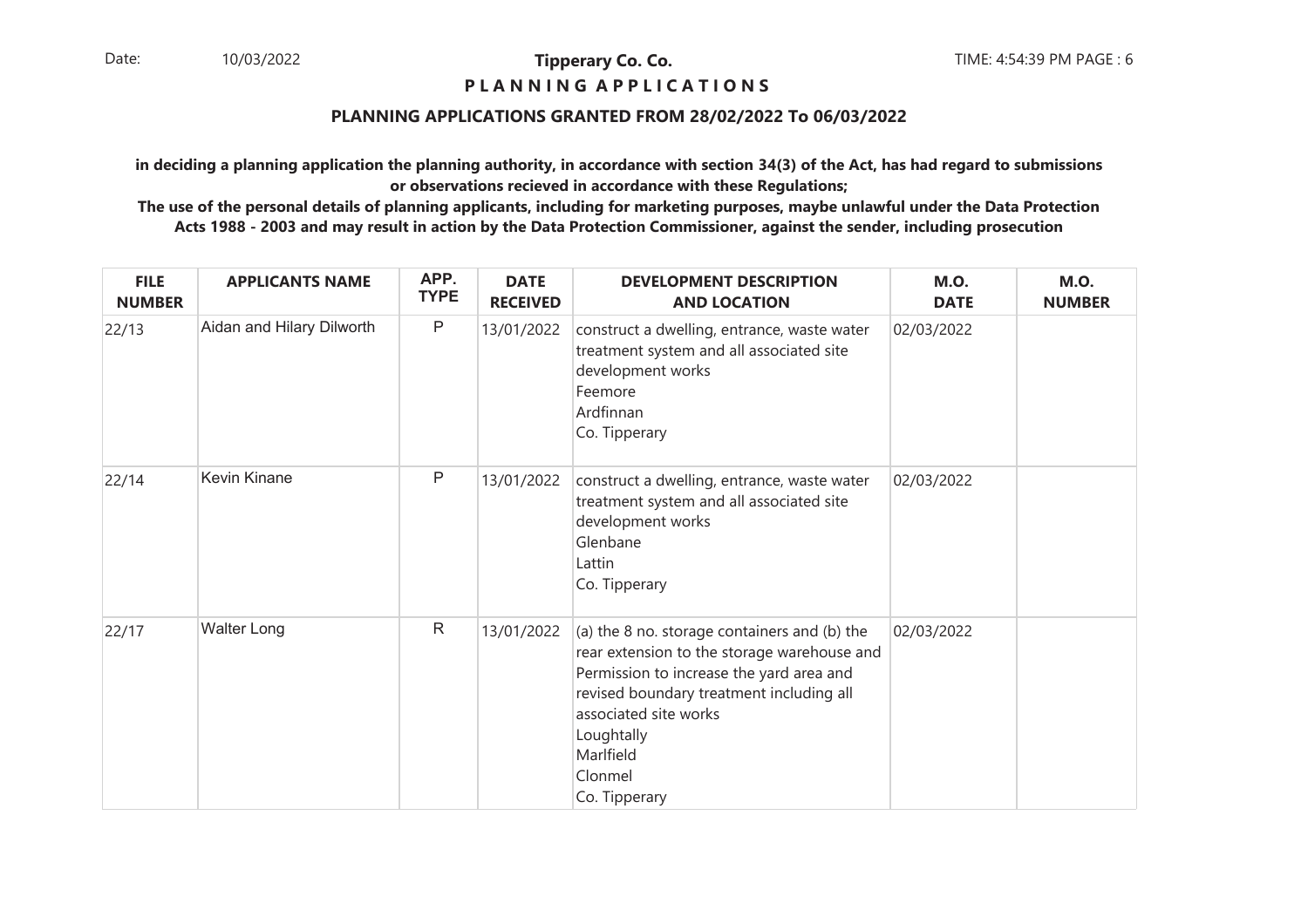**Tipperary Co. Co.**

**P L A N N I N G A P P L I C A T I O N S**

**PLANNING APPLICATIONS GRANTED FROM 28/02/2022 To 06/03/2022**

**in deciding a planning application the planning authority, in accordance with section 34(3) of the Act, has had regard to submissions or observations recieved in accordance with these Regulations;**

**The use of the personal details of planning applicants, including for marketing purposes, maybe unlawful under the Data Protection Acts 1988 - 2003 and may result in action by the Data Protection Commissioner, against the sender, including prosecution**

| FILE NUMBER | APPLICANTS NAME | APP. TYPE | DATE RECEIVED | DEVELOPMENT DESCRIPTION AND LOCATION | M.O. DATE | M.O. NUMBER |
|---|---|---|---|---|---|---|
| 22/13 | Aidan and Hilary Dilworth | P | 13/01/2022 | construct a dwelling, entrance, waste water treatment system and all associated site development works<br>Feemore<br>Ardfinnan<br>Co. Tipperary | 02/03/2022 | |
| 22/14 | Kevin Kinane | P | 13/01/2022 | construct a dwelling, entrance, waste water treatment system and all associated site development works<br>Glenbane<br>Lattin<br>Co. Tipperary | 02/03/2022 | |
| 22/17 | Walter Long | R | 13/01/2022 | (a) the 8 no. storage containers and (b) the rear extension to the storage warehouse and Permission to increase the yard area and revised boundary treatment including all associated site works<br>Loughtally<br>Marlfield<br>Clonmel<br>Co. Tipperary | 02/03/2022 | |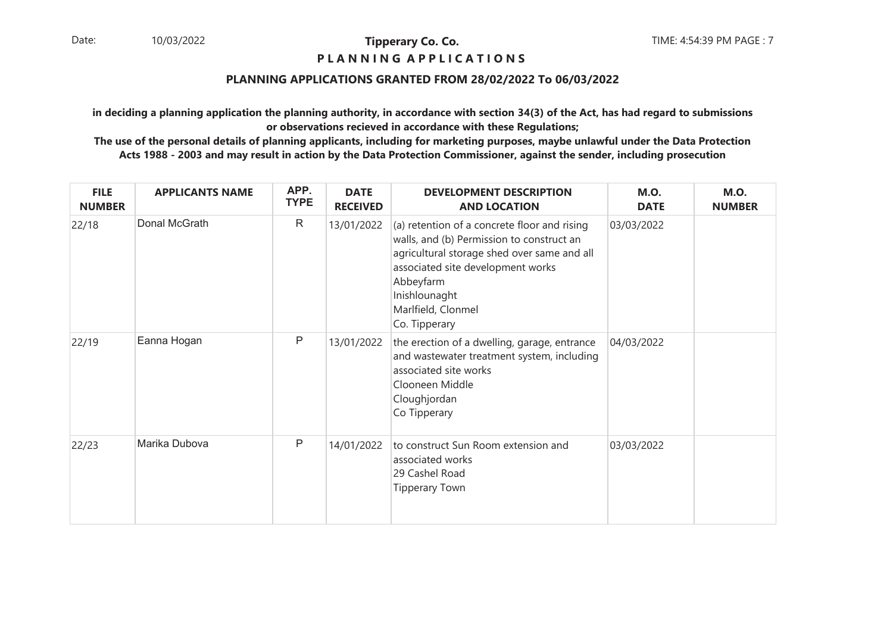**Tipperary Co. Co.**

**P L A N N I N G A P P L I C A T I O N S**

**PLANNING APPLICATIONS GRANTED FROM 28/02/2022 To 06/03/2022**

**in deciding a planning application the planning authority, in accordance with section 34(3) of the Act, has had regard to submissions or observations recieved in accordance with these Regulations;**

**The use of the personal details of planning applicants, including for marketing purposes, maybe unlawful under the Data Protection Acts 1988 - 2003 and may result in action by the Data Protection Commissioner, against the sender, including prosecution**

| FILE NUMBER | APPLICANTS NAME | APP. TYPE | DATE RECEIVED | DEVELOPMENT DESCRIPTION AND LOCATION | M.O. DATE | M.O. NUMBER |
|---|---|---|---|---|---|---|
| 22/18 | Donal McGrath | R | 13/01/2022 | (a) retention of a concrete floor and rising walls, and (b) Permission to construct an agricultural storage shed over same and all associated site development works<br>Abbeyfarm<br>Inishlounaght<br>Marlfield, Clonmel<br>Co. Tipperary | 03/03/2022 | |
| 22/19 | Eanna Hogan | P | 13/01/2022 | the erection of a dwelling, garage, entrance and wastewater treatment system, including associated site works<br>Clooneen Middle<br>Cloughjordan<br>Co Tipperary | 04/03/2022 | |
| 22/23 | Marika Dubova | P | 14/01/2022 | to construct Sun Room extension and associated works<br>29 Cashel Road<br>Tipperary Town | 03/03/2022 | |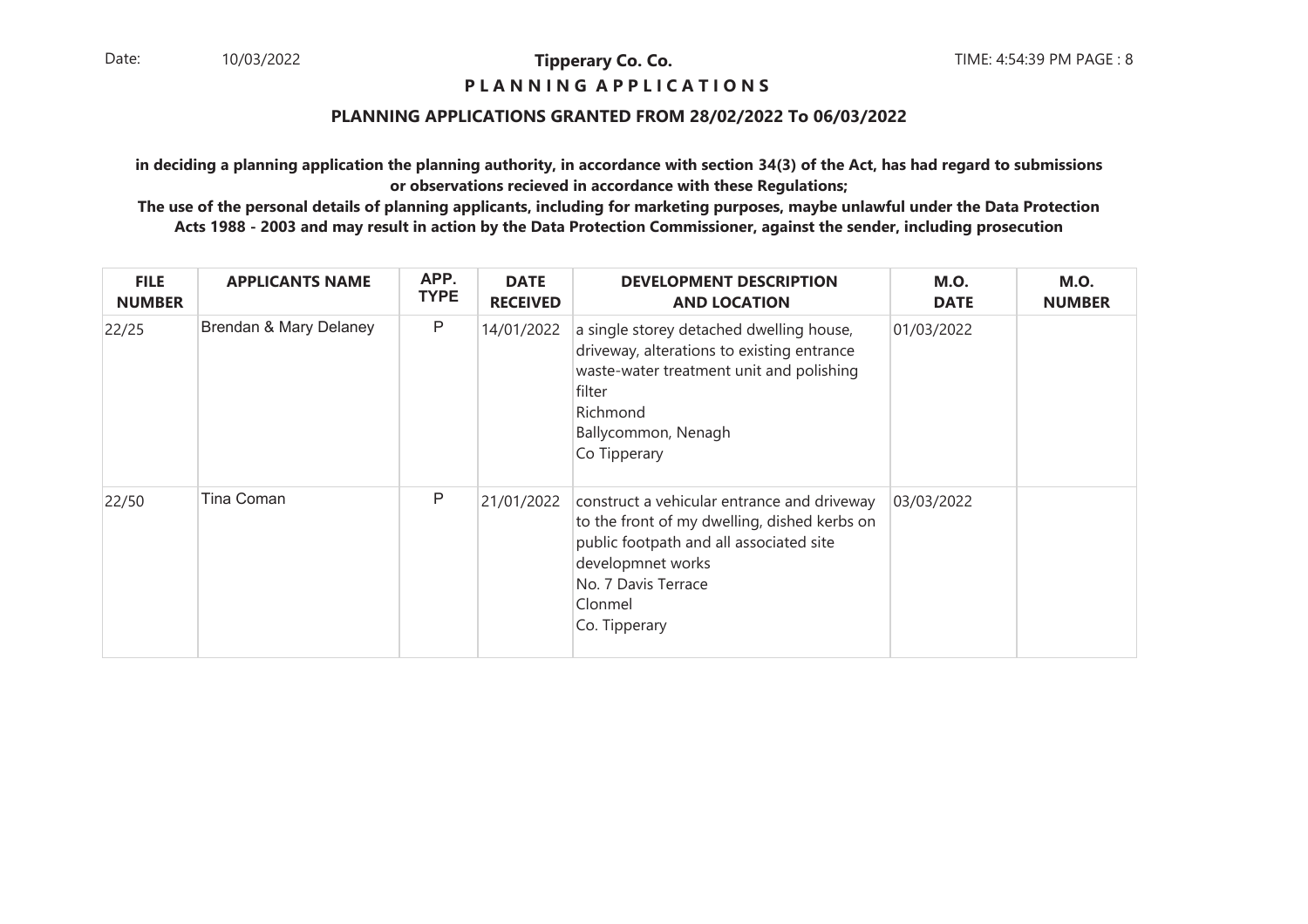**Tipperary Co. Co.**

**P L A N N I N G  A P P L I C A T I O N S**

**PLANNING APPLICATIONS GRANTED FROM 28/02/2022 To 06/03/2022**

**in deciding a planning application the planning authority, in accordance with section 34(3) of the Act, has had regard to submissions or observations recieved in accordance with these Regulations;**

**The use of the personal details of planning applicants, including for marketing purposes, maybe unlawful under the Data Protection Acts 1988 - 2003 and may result in action by the Data Protection Commissioner, against the sender, including prosecution**

| FILE NUMBER | APPLICANTS NAME | APP. TYPE | DATE RECEIVED | DEVELOPMENT DESCRIPTION AND LOCATION | M.O. DATE | M.O. NUMBER |
|---|---|---|---|---|---|---|
| 22/25 | Brendan & Mary Delaney | P | 14/01/2022 | a single storey detached dwelling house, driveway, alterations to existing entrance waste-water treatment unit and polishing filter<br>Richmond<br>Ballycommon, Nenagh<br>Co Tipperary | 01/03/2022 | |
| 22/50 | Tina Coman | P | 21/01/2022 | construct a vehicular entrance and driveway to the front of my dwelling, dished kerbs on public footpath and all associated site developmnet works<br>No. 7 Davis Terrace<br>Clonmel<br>Co. Tipperary | 03/03/2022 | |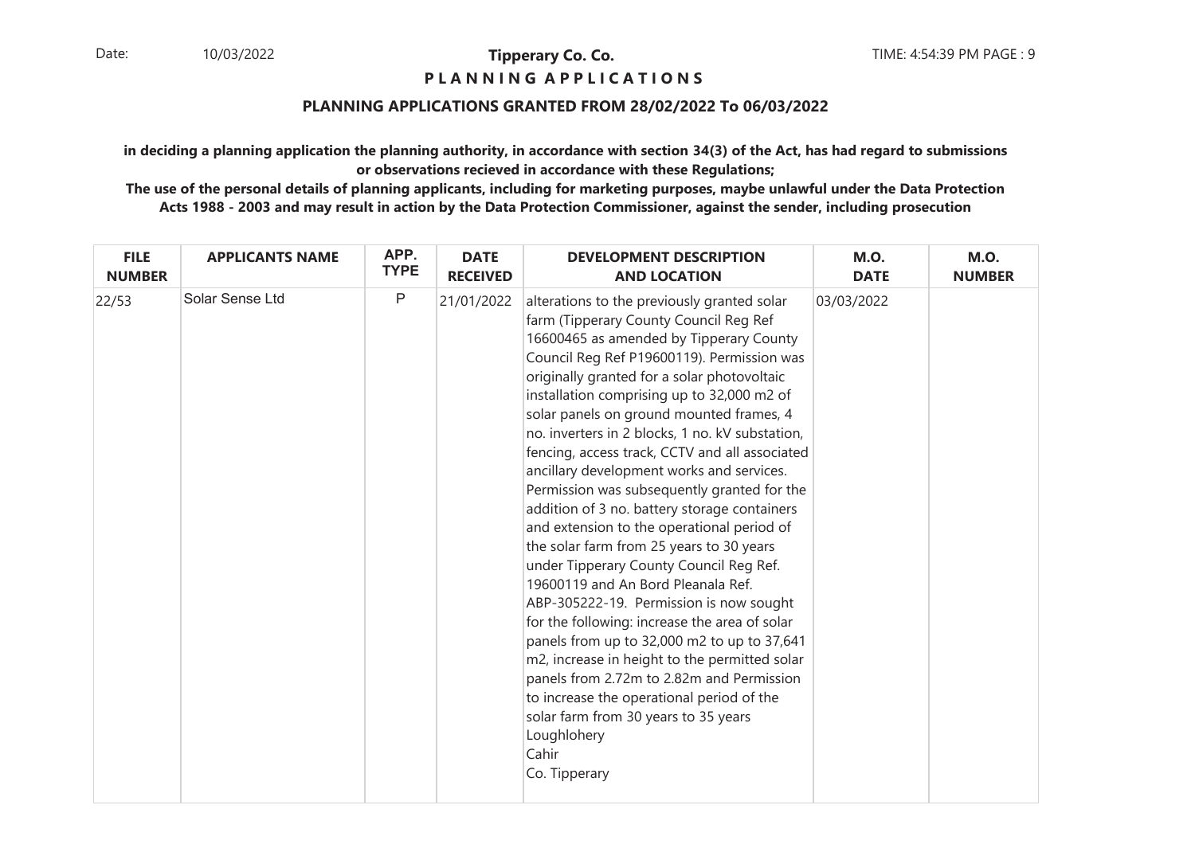**Tipperary Co. Co.**

**P L A N N I N G A P P L I C A T I O N S**

**PLANNING APPLICATIONS GRANTED FROM 28/02/2022 To 06/03/2022**

**in deciding a planning application the planning authority, in accordance with section 34(3) of the Act, has had regard to submissions or observations recieved in accordance with these Regulations;**

**The use of the personal details of planning applicants, including for marketing purposes, maybe unlawful under the Data Protection Acts 1988 - 2003 and may result in action by the Data Protection Commissioner, against the sender, including prosecution**

| FILE NUMBER | APPLICANTS NAME | APP. TYPE | DATE RECEIVED | DEVELOPMENT DESCRIPTION AND LOCATION | M.O. DATE | M.O. NUMBER |
|---|---|---|---|---|---|---|
| 22/53 | Solar Sense Ltd | P | 21/01/2022 | alterations to the previously granted solar farm (Tipperary County Council Reg Ref 16600465 as amended by Tipperary County Council Reg Ref P19600119). Permission was originally granted for a solar photovoltaic installation comprising up to 32,000 m2 of solar panels on ground mounted frames, 4 no. inverters in 2 blocks, 1 no. kV substation, fencing, access track, CCTV and all associated ancillary development works and services. Permission was subsequently granted for the addition of 3 no. battery storage containers and extension to the operational period of the solar farm from 25 years to 30 years under Tipperary County Council Reg Ref. 19600119 and An Bord Pleanala Ref. ABP-305222-19. Permission is now sought for the following: increase the area of solar panels from up to 32,000 m2 to up to 37,641 m2, increase in height to the permitted solar panels from 2.72m to 2.82m and Permission to increase the operational period of the solar farm from 30 years to 35 years Loughlohery Cahir Co. Tipperary | 03/03/2022 | |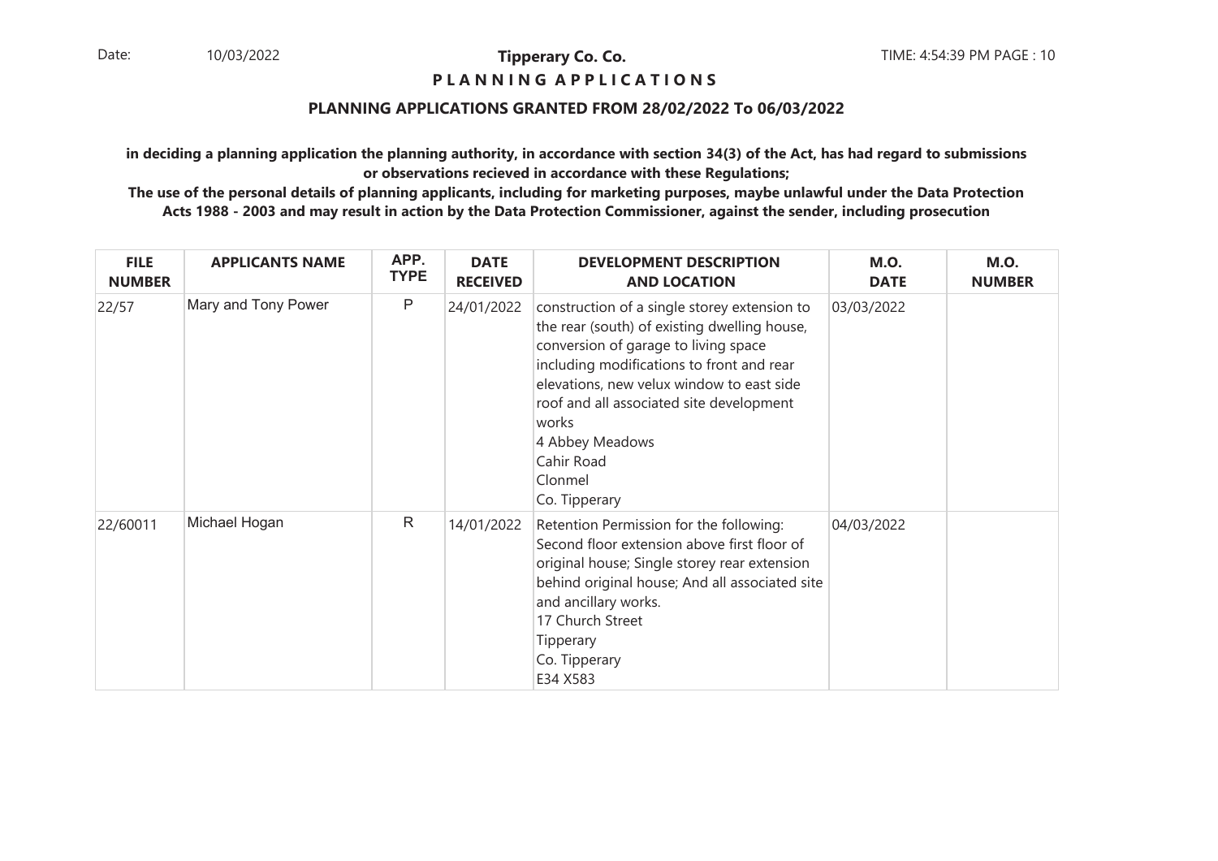**Tipperary Co. Co.**

**P L A N N I N G A P P L I C A T I O N S**

**PLANNING APPLICATIONS GRANTED FROM 28/02/2022 To 06/03/2022**

**in deciding a planning application the planning authority, in accordance with section 34(3) of the Act, has had regard to submissions or observations recieved in accordance with these Regulations;**

**The use of the personal details of planning applicants, including for marketing purposes, maybe unlawful under the Data Protection Acts 1988 - 2003 and may result in action by the Data Protection Commissioner, against the sender, including prosecution**

| FILE NUMBER | APPLICANTS NAME | APP. TYPE | DATE RECEIVED | DEVELOPMENT DESCRIPTION AND LOCATION | M.O. DATE | M.O. NUMBER |
|---|---|---|---|---|---|---|
| 22/57 | Mary and Tony Power | P | 24/01/2022 | construction of a single storey extension to the rear (south) of existing dwelling house, conversion of garage to living space including modifications to front and rear elevations, new velux window to east side roof and all associated site development works<br>4 Abbey Meadows<br>Cahir Road<br>Clonmel<br>Co. Tipperary | 03/03/2022 | |
| 22/60011 | Michael Hogan | R | 14/01/2022 | Retention Permission for the following: Second floor extension above first floor of original house; Single storey rear extension behind original house; And all associated site and ancillary works.<br>17 Church Street<br>Tipperary<br>Co. Tipperary<br>E34 X583 | 04/03/2022 | |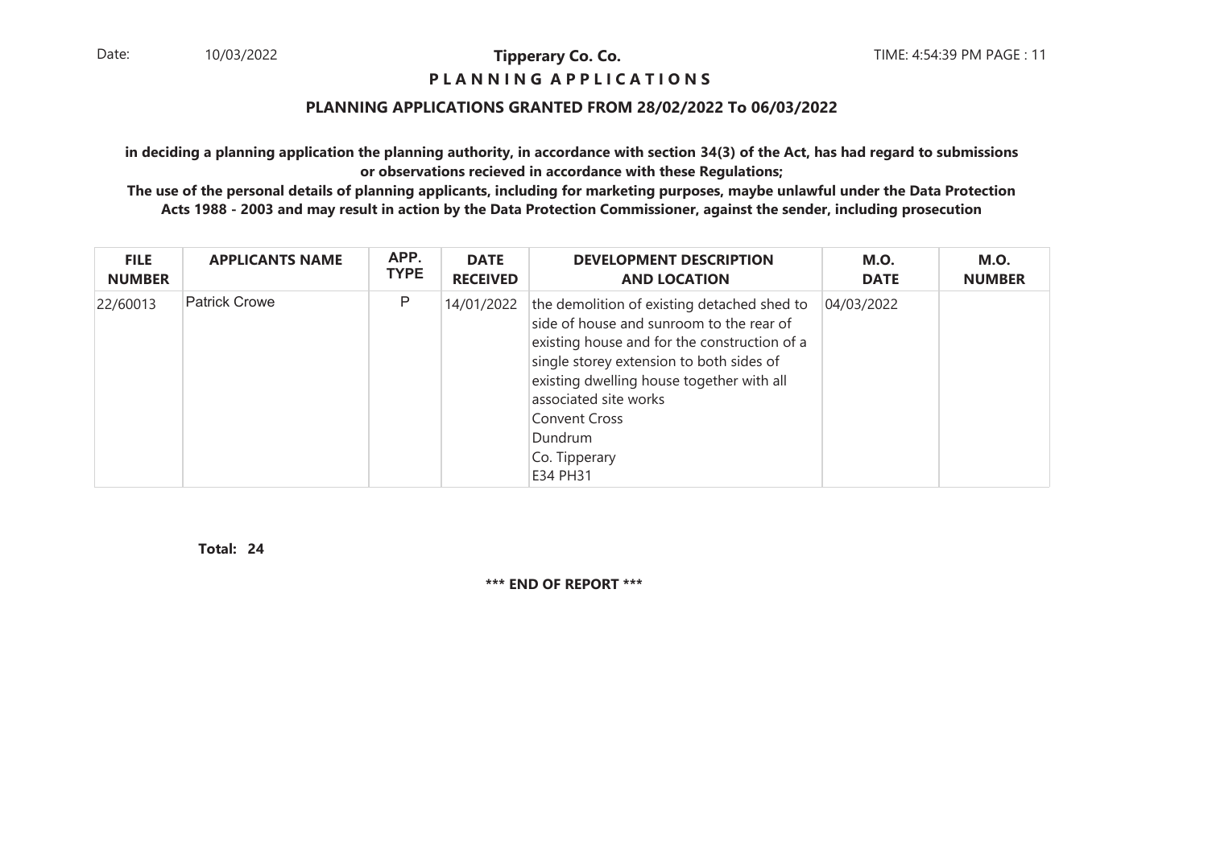**Tipperary Co. Co.**

**P L A N N I N G A P P L I C A T I O N S**

**PLANNING APPLICATIONS GRANTED FROM 28/02/2022 To 06/03/2022**

**in deciding a planning application the planning authority, in accordance with section 34(3) of the Act, has had regard to submissions or observations recieved in accordance with these Regulations;**

**The use of the personal details of planning applicants, including for marketing purposes, maybe unlawful under the Data Protection Acts 1988 - 2003 and may result in action by the Data Protection Commissioner, against the sender, including prosecution**

| FILE NUMBER | APPLICANTS NAME | APP. TYPE | DATE RECEIVED | DEVELOPMENT DESCRIPTION AND LOCATION | M.O. DATE | M.O. NUMBER |
|---|---|---|---|---|---|---|
| 22/60013 | Patrick Crowe | P | 14/01/2022 | the demolition of existing detached shed to side of house and sunroom to the rear of existing house and for the construction of a single storey extension to both sides of existing dwelling house together with all associated site works Convent Cross Dundrum Co. Tipperary E34 PH31 | 04/03/2022 | |

**Total: 24**

**\*\*\* END OF REPORT \*\*\***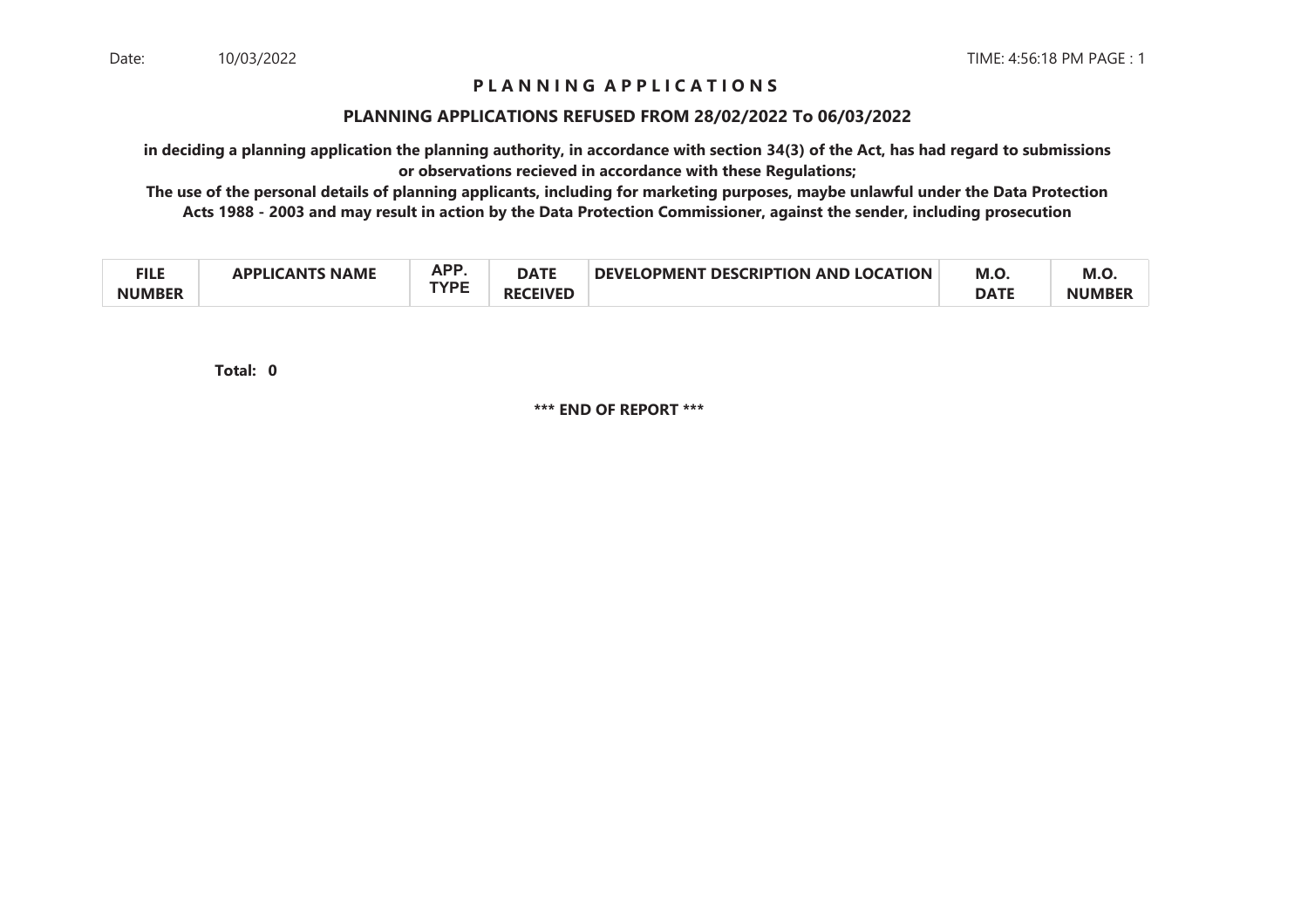Date: 10/03/2022 TIME: 4:56:18 PM PAGE : 1

# P L A N N I N G A P P L I C A T I O N S

## PLANNING APPLICATIONS REFUSED FROM 28/02/2022 To 06/03/2022

**in deciding a planning application the planning authority, in accordance with section 34(3) of the Act, has had regard to submissions or observations recieved in accordance with these Regulations;**

**The use of the personal details of planning applicants, including for marketing purposes, maybe unlawful under the Data Protection Acts 1988 - 2003 and may result in action by the Data Protection Commissioner, against the sender, including prosecution**

| FILE NUMBER | APPLICANTS NAME | APP. TYPE | DATE RECEIVED | DEVELOPMENT DESCRIPTION AND LOCATION | M.O. DATE | M.O. NUMBER |
|---|---|---|---|---|---|---|

**Total: 0**

**\*\*\* END OF REPORT \*\*\***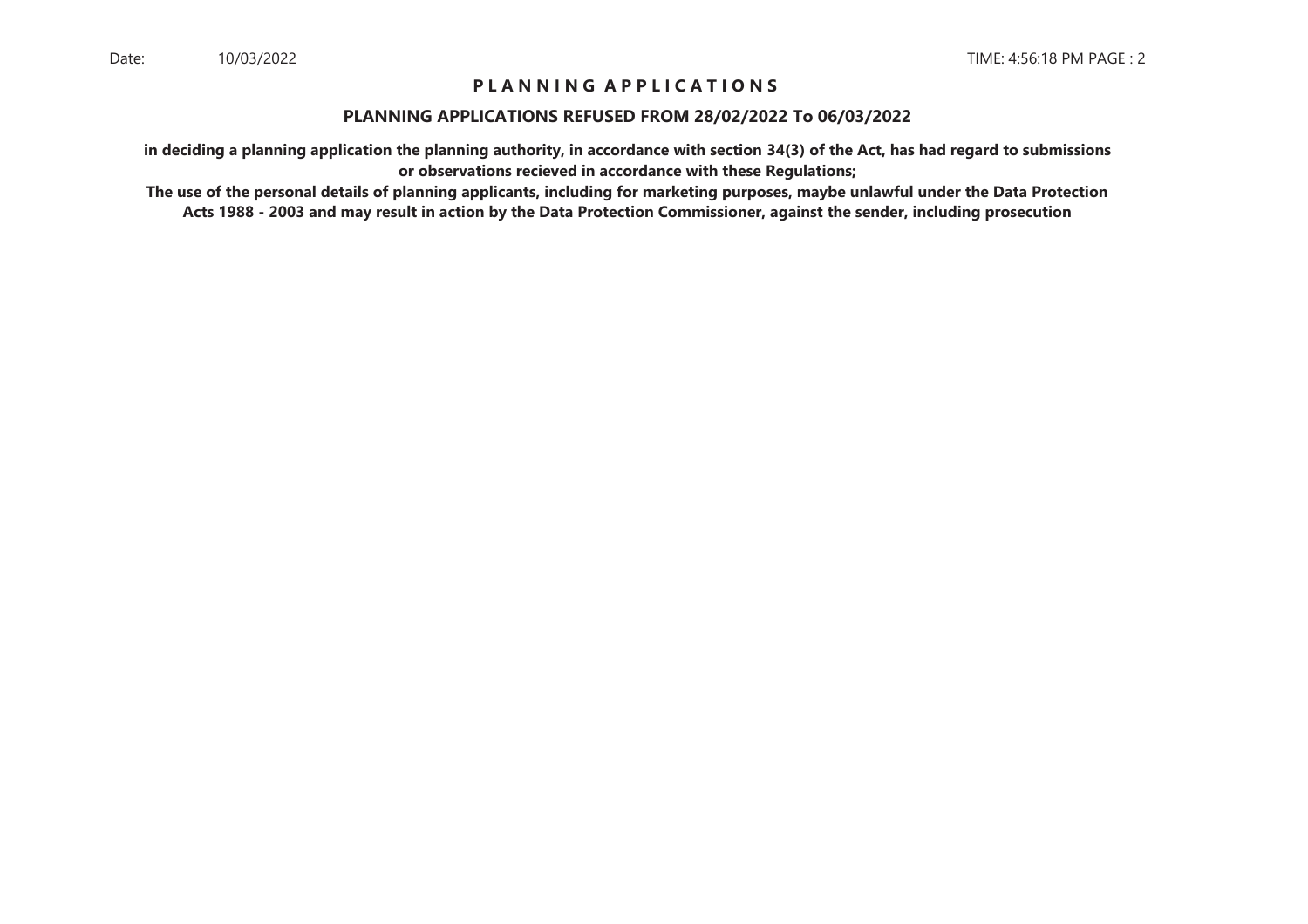# P L A N N I N G A P P L I C A T I O N S

## PLANNING APPLICATIONS REFUSED FROM 28/02/2022 To 06/03/2022

**in deciding a planning application the planning authority, in accordance with section 34(3) of the Act, has had regard to submissions or observations recieved in accordance with these Regulations;**

**The use of the personal details of planning applicants, including for marketing purposes, maybe unlawful under the Data Protection Acts 1988 - 2003 and may result in action by the Data Protection Commissioner, against the sender, including prosecution**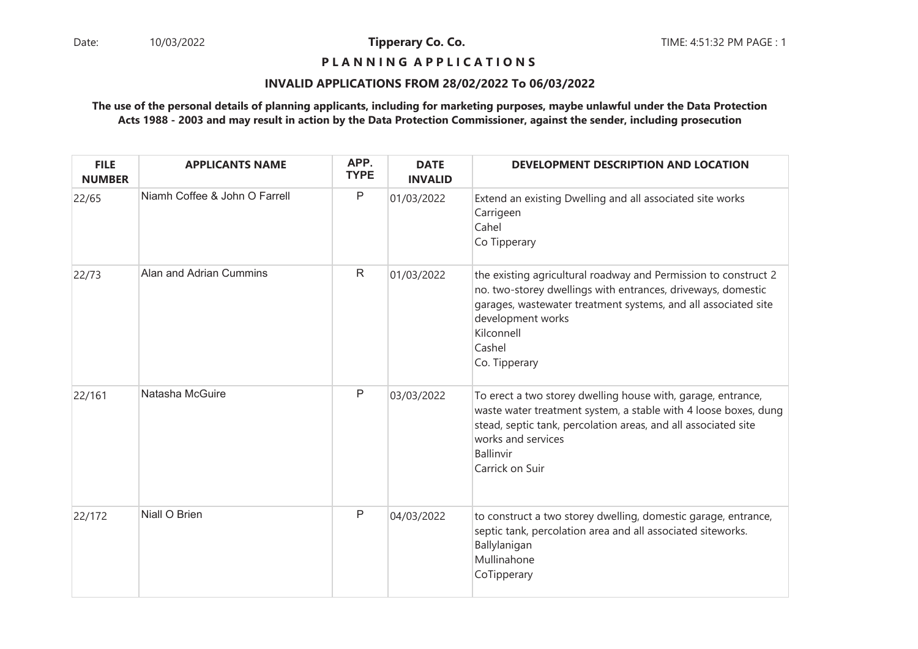**Tipperary Co. Co.**

**P L A N N I N G A P P L I C A T I O N S**

**INVALID APPLICATIONS FROM 28/02/2022 To 06/03/2022**

**The use of the personal details of planning applicants, including for marketing purposes, maybe unlawful under the Data Protection Acts 1988 - 2003 and may result in action by the Data Protection Commissioner, against the sender, including prosecution**

| FILE NUMBER | APPLICANTS NAME | APP. TYPE | DATE INVALID | DEVELOPMENT DESCRIPTION AND LOCATION |
|---|---|---|---|---|
| 22/65 | Niamh Coffee & John O Farrell | P | 01/03/2022 | Extend an existing Dwelling and all associated site works<br>Carrigeen<br>Cahel<br>Co Tipperary |
| 22/73 | Alan and Adrian Cummins | R | 01/03/2022 | the existing agricultural roadway and Permission to construct 2 no. two-storey dwellings with entrances, driveways, domestic garages, wastewater treatment systems, and all associated site development works<br>Kilconnell<br>Cashel<br>Co. Tipperary |
| 22/161 | Natasha McGuire | P | 03/03/2022 | To erect a two storey dwelling house with, garage, entrance, waste water treatment system, a stable with 4 loose boxes, dung stead, septic tank, percolation areas, and all associated site works and services<br>Ballinvir<br>Carrick on Suir |
| 22/172 | Niall O Brien | P | 04/03/2022 | to construct a two storey dwelling, domestic garage, entrance, septic tank, percolation area and all associated siteworks.<br>Ballylanigan<br>Mullinahone<br>CoTipperary |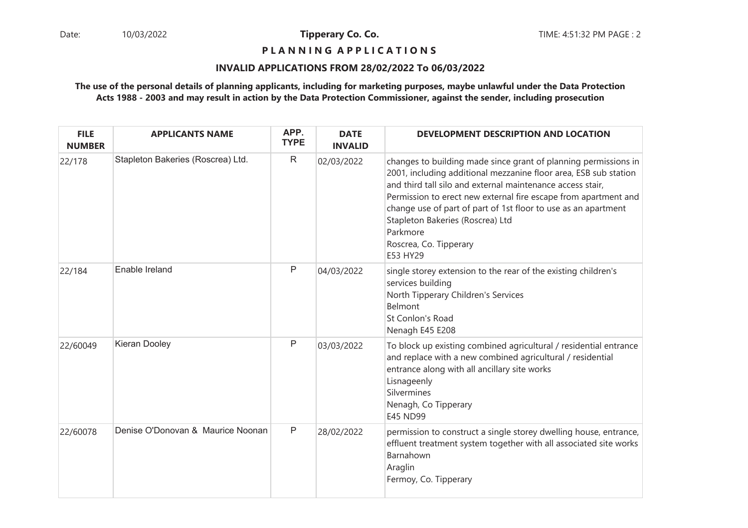**Tipperary Co. Co.**

**PLANNING APPLICATIONS**

**INVALID APPLICATIONS FROM 28/02/2022 To 06/03/2022**

**The use of the personal details of planning applicants, including for marketing purposes, maybe unlawful under the Data Protection Acts 1988 - 2003 and may result in action by the Data Protection Commissioner, against the sender, including prosecution**

| FILE NUMBER | APPLICANTS NAME | APP. TYPE | DATE INVALID | DEVELOPMENT DESCRIPTION AND LOCATION |
|---|---|---|---|---|
| 22/178 | Stapleton Bakeries (Roscrea) Ltd. | R | 02/03/2022 | changes to building made since grant of planning permissions in 2001, including additional mezzanine floor area, ESB sub station and third tall silo and external maintenance access stair, Permission to erect new external fire escape from apartment and change use of part of part of 1st floor to use as an apartment Stapleton Bakeries (Roscrea) Ltd Parkmore Roscrea, Co. Tipperary E53 HY29 |
| 22/184 | Enable Ireland | P | 04/03/2022 | single storey extension to the rear of the existing children's services building North Tipperary Children's Services Belmont St Conlon's Road Nenagh E45 E208 |
| 22/60049 | Kieran Dooley | P | 03/03/2022 | To block up existing combined agricultural / residential entrance and replace with a new combined agricultural / residential entrance along with all ancillary site works Lisnageenly Silvermines Nenagh, Co Tipperary E45 ND99 |
| 22/60078 | Denise O'Donovan & Maurice Noonan | P | 28/02/2022 | permission to construct a single storey dwelling house, entrance, effluent treatment system together with all associated site works Barnahown Araglin Fermoy, Co. Tipperary |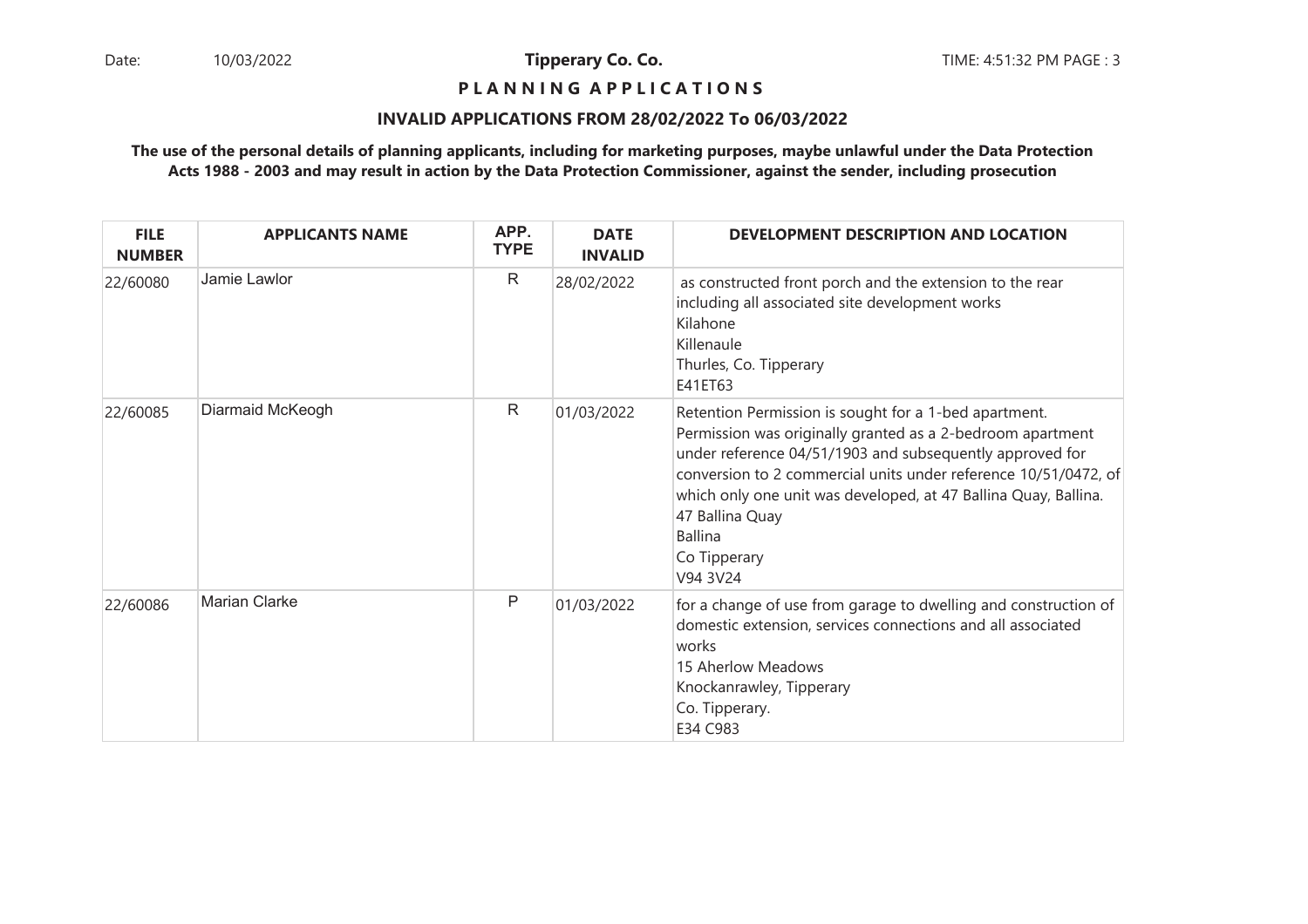**Tipperary Co. Co.**

**P L A N N I N G A P P L I C A T I O N S**

**INVALID APPLICATIONS FROM 28/02/2022 To 06/03/2022**

**The use of the personal details of planning applicants, including for marketing purposes, maybe unlawful under the Data Protection Acts 1988 - 2003 and may result in action by the Data Protection Commissioner, against the sender, including prosecution**

| FILE NUMBER | APPLICANTS NAME | APP. TYPE | DATE INVALID | DEVELOPMENT DESCRIPTION AND LOCATION |
|---|---|---|---|---|
| 22/60080 | Jamie Lawlor | R | 28/02/2022 | as constructed front porch and the extension to the rear including all associated site development works<br>Kilahone<br>Killenaule<br>Thurles, Co. Tipperary<br>E41ET63 |
| 22/60085 | Diarmaid McKeogh | R | 01/03/2022 | Retention Permission is sought for a 1-bed apartment. Permission was originally granted as a 2-bedroom apartment under reference 04/51/1903 and subsequently approved for conversion to 2 commercial units under reference 10/51/0472, of which only one unit was developed, at 47 Ballina Quay, Ballina.<br>47 Ballina Quay<br>Ballina<br>Co Tipperary<br>V94 3V24 |
| 22/60086 | Marian Clarke | P | 01/03/2022 | for a change of use from garage to dwelling and construction of domestic extension, services connections and all associated works<br>15 Aherlow Meadows<br>Knockanrawley, Tipperary<br>Co. Tipperary.<br>E34 C983 |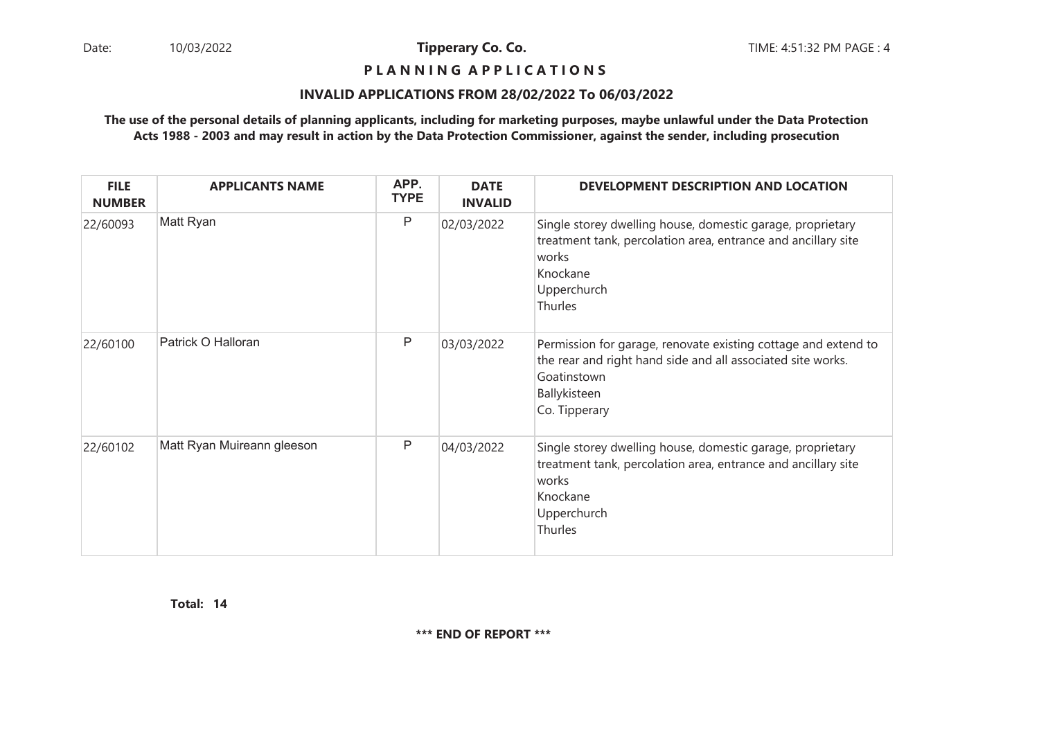**Tipperary Co. Co.**

**P L A N N I N G A P P L I C A T I O N S**

**INVALID APPLICATIONS FROM 28/02/2022 To 06/03/2022**

**The use of the personal details of planning applicants, including for marketing purposes, maybe unlawful under the Data Protection Acts 1988 - 2003 and may result in action by the Data Protection Commissioner, against the sender, including prosecution**

| FILE NUMBER | APPLICANTS NAME | APP. TYPE | DATE INVALID | DEVELOPMENT DESCRIPTION AND LOCATION |
|---|---|---|---|---|
| 22/60093 | Matt Ryan | P | 02/03/2022 | Single storey dwelling house, domestic garage, proprietary treatment tank, percolation area, entrance and ancillary site works<br>Knockane<br>Upperchurch<br>Thurles |
| 22/60100 | Patrick O Halloran | P | 03/03/2022 | Permission for garage, renovate existing cottage and extend to the rear and right hand side and all associated site works.<br>Goatinstown<br>Ballykisteen<br>Co. Tipperary |
| 22/60102 | Matt Ryan Muireann gleeson | P | 04/03/2022 | Single storey dwelling house, domestic garage, proprietary treatment tank, percolation area, entrance and ancillary site works<br>Knockane<br>Upperchurch<br>Thurles |

**Total: 14**

**\*\*\* END OF REPORT \*\*\***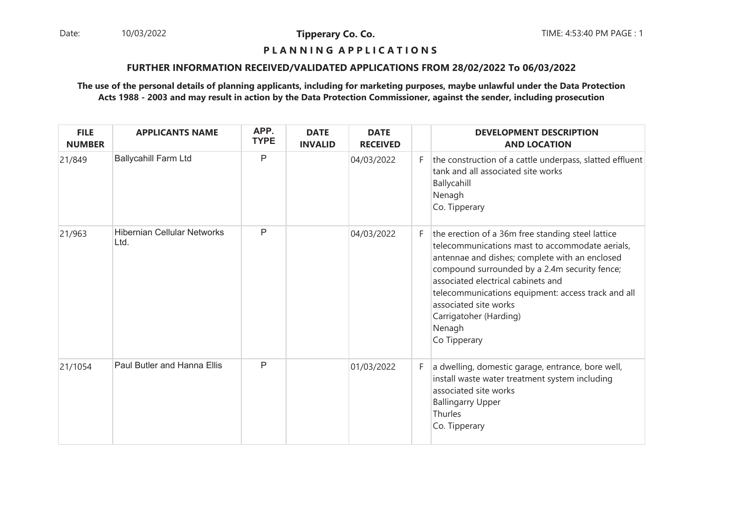Date: 10/03/2022

**Tipperary Co. Co.**

TIME: 4:53:40 PM PAGE : 1

## P L A N N I N G A P P L I C A T I O N S

### FURTHER INFORMATION RECEIVED/VALIDATED APPLICATIONS FROM 28/02/2022 To 06/03/2022

**The use of the personal details of planning applicants, including for marketing purposes, maybe unlawful under the Data Protection Acts 1988 - 2003 and may result in action by the Data Protection Commissioner, against the sender, including prosecution**

| FILE NUMBER | APPLICANTS NAME | APP. TYPE | DATE INVALID | DATE RECEIVED | | DEVELOPMENT DESCRIPTION AND LOCATION |
|---|---|---|---|---|---|---|
| 21/849 | Ballycahill Farm Ltd | P | | 04/03/2022 | F | the construction of a cattle underpass, slatted effluent tank and all associated site works<br>Ballycahill<br>Nenagh<br>Co. Tipperary |
| 21/963 | Hibernian Cellular Networks Ltd. | P | | 04/03/2022 | F | the erection of a 36m free standing steel lattice telecommunications mast to accommodate aerials, antennae and dishes; complete with an enclosed compound surrounded by a 2.4m security fence; associated electrical cabinets and telecommunications equipment: access track and all associated site works<br>Carrigatoher (Harding)<br>Nenagh<br>Co Tipperary |
| 21/1054 | Paul Butler and Hanna Ellis | P | | 01/03/2022 | F | a dwelling, domestic garage, entrance, bore well, install waste water treatment system including associated site works<br>Ballingarry Upper<br>Thurles<br>Co. Tipperary |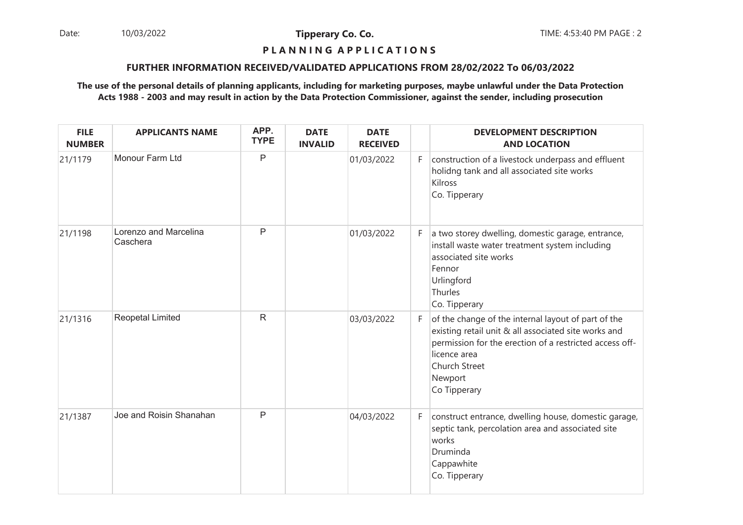**Tipperary Co. Co.**

**P L A N N I N G  A P P L I C A T I O N S**

**FURTHER INFORMATION RECEIVED/VALIDATED APPLICATIONS FROM 28/02/2022 To 06/03/2022**

**The use of the personal details of planning applicants, including for marketing purposes, maybe unlawful under the Data Protection Acts 1988 - 2003 and may result in action by the Data Protection Commissioner, against the sender, including prosecution**

| FILE NUMBER | APPLICANTS NAME | APP. TYPE | DATE INVALID | DATE RECEIVED | | DEVELOPMENT DESCRIPTION AND LOCATION |
|---|---|---|---|---|---|---|
| 21/1179 | Monour Farm Ltd | P | | 01/03/2022 | F | construction of a livestock underpass and effluent holidng tank and all associated site works Kilross Co. Tipperary |
| 21/1198 | Lorenzo and Marcelina Caschera | P | | 01/03/2022 | F | a two storey dwelling, domestic garage, entrance, install waste water treatment system including associated site works Fennor Urlingford Thurles Co. Tipperary |
| 21/1316 | Reopetal Limited | R | | 03/03/2022 | F | of the change of the internal layout of part of the existing retail unit & all associated site works and permission for the erection of a restricted access off-licence area Church Street Newport Co Tipperary |
| 21/1387 | Joe and Roisin Shanahan | P | | 04/03/2022 | F | construct entrance, dwelling house, domestic garage, septic tank, percolation area and associated site works Druminda Cappawhite Co. Tipperary |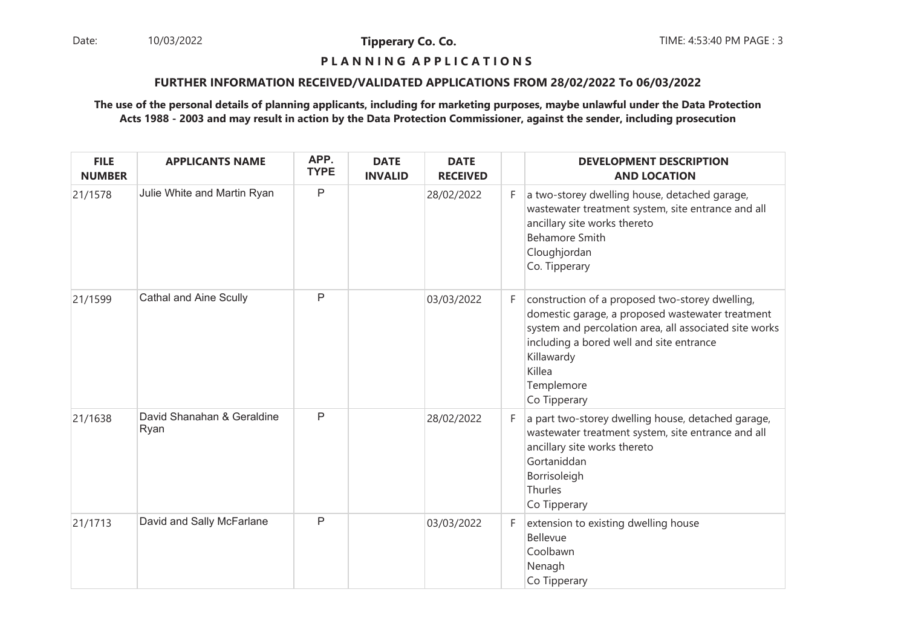**Tipperary Co. Co.**

**P L A N N I N G A P P L I C A T I O N S**

**FURTHER INFORMATION RECEIVED/VALIDATED APPLICATIONS FROM 28/02/2022 To 06/03/2022**

**The use of the personal details of planning applicants, including for marketing purposes, maybe unlawful under the Data Protection Acts 1988 - 2003 and may result in action by the Data Protection Commissioner, against the sender, including prosecution**

| FILE NUMBER | APPLICANTS NAME | APP. TYPE | DATE INVALID | DATE RECEIVED | | DEVELOPMENT DESCRIPTION AND LOCATION |
|---|---|---|---|---|---|---|
| 21/1578 | Julie White and Martin Ryan | P | | 28/02/2022 | F | a two-storey dwelling house, detached garage, wastewater treatment system, site entrance and all ancillary site works thereto<br>Behamore Smith<br>Cloughjordan<br>Co. Tipperary |
| 21/1599 | Cathal and Aine Scully | P | | 03/03/2022 | F | construction of a proposed two-storey dwelling, domestic garage, a proposed wastewater treatment system and percolation area, all associated site works including a bored well and site entrance<br>Killawardy<br>Killea<br>Templemore<br>Co Tipperary |
| 21/1638 | David Shanahan & Geraldine Ryan | P | | 28/02/2022 | F | a part two-storey dwelling house, detached garage, wastewater treatment system, site entrance and all ancillary site works thereto<br>Gortaniddan<br>Borrisoleigh<br>Thurles<br>Co Tipperary |
| 21/1713 | David and Sally McFarlane | P | | 03/03/2022 | F | extension to existing dwelling house<br>Bellevue<br>Coolbawn<br>Nenagh<br>Co Tipperary |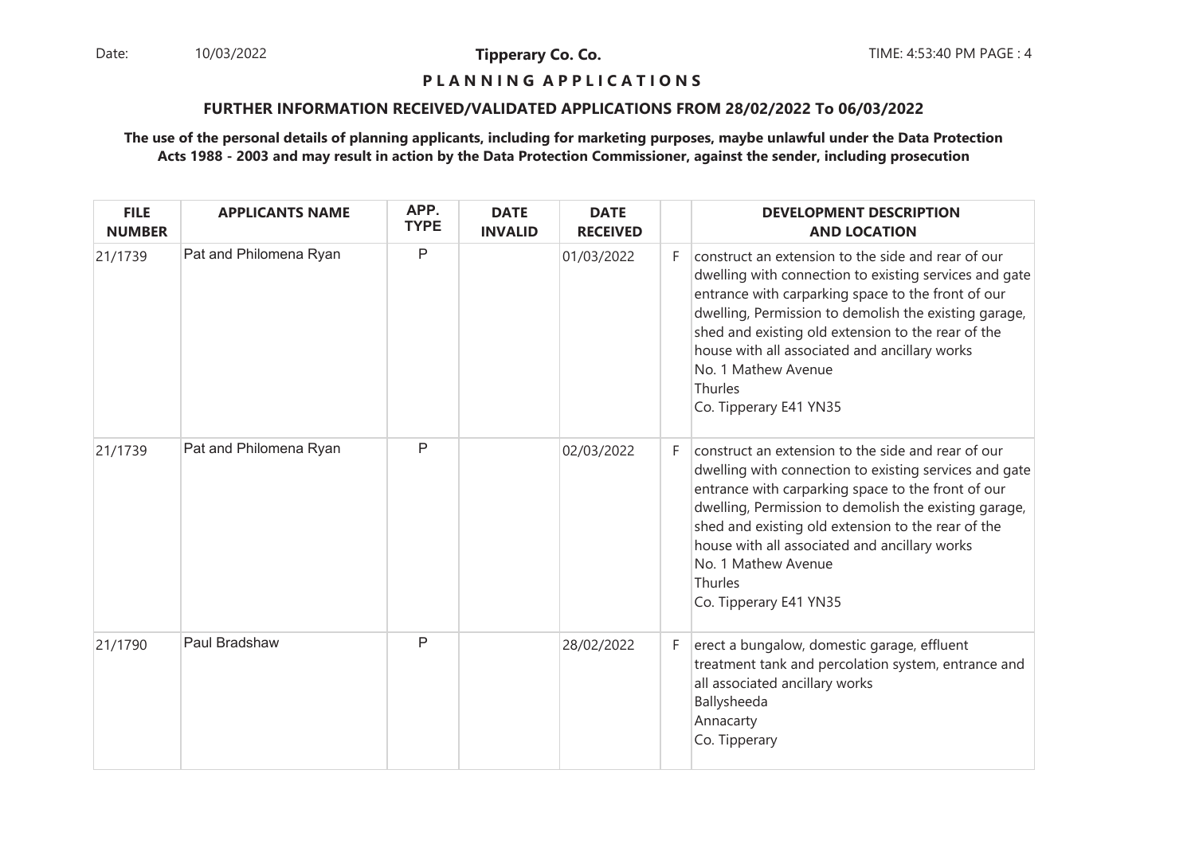**Tipperary Co. Co.**

**P L A N N I N G A P P L I C A T I O N S**

**FURTHER INFORMATION RECEIVED/VALIDATED APPLICATIONS FROM 28/02/2022 To 06/03/2022**

**The use of the personal details of planning applicants, including for marketing purposes, maybe unlawful under the Data Protection Acts 1988 - 2003 and may result in action by the Data Protection Commissioner, against the sender, including prosecution**

| FILE NUMBER | APPLICANTS NAME | APP. TYPE | DATE INVALID | DATE RECEIVED | | DEVELOPMENT DESCRIPTION AND LOCATION |
|---|---|---|---|---|---|---|
| 21/1739 | Pat and Philomena Ryan | P | | 01/03/2022 | F | construct an extension to the side and rear of our dwelling with connection to existing services and gate entrance with carparking space to the front of our dwelling, Permission to demolish the existing garage, shed and existing old extension to the rear of the house with all associated and ancillary works No. 1 Mathew Avenue Thurles Co. Tipperary E41 YN35 |
| 21/1739 | Pat and Philomena Ryan | P | | 02/03/2022 | F | construct an extension to the side and rear of our dwelling with connection to existing services and gate entrance with carparking space to the front of our dwelling, Permission to demolish the existing garage, shed and existing old extension to the rear of the house with all associated and ancillary works No. 1 Mathew Avenue Thurles Co. Tipperary E41 YN35 |
| 21/1790 | Paul Bradshaw | P | | 28/02/2022 | F | erect a bungalow, domestic garage, effluent treatment tank and percolation system, entrance and all associated ancillary works Ballysheeda Annacarty Co. Tipperary |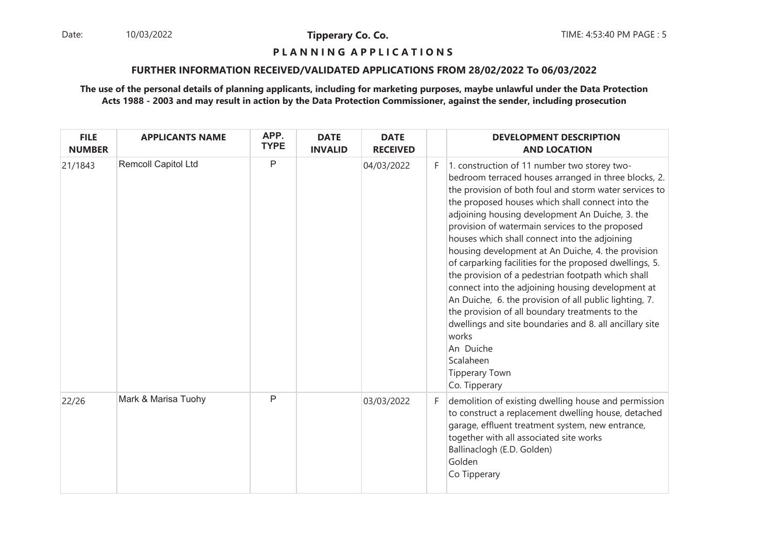**Tipperary Co. Co.**

**P L A N N I N G  A P P L I C A T I O N S**

**FURTHER INFORMATION RECEIVED/VALIDATED APPLICATIONS FROM 28/02/2022 To 06/03/2022**

**The use of the personal details of planning applicants, including for marketing purposes, maybe unlawful under the Data Protection Acts 1988 - 2003 and may result in action by the Data Protection Commissioner, against the sender, including prosecution**

| FILE NUMBER | APPLICANTS NAME | APP. TYPE | DATE INVALID | DATE RECEIVED | | DEVELOPMENT DESCRIPTION AND LOCATION |
|---|---|---|---|---|---|---|
| 21/1843 | Remcoll Capitol Ltd | P | | 04/03/2022 | F | 1. construction of 11 number two storey two-bedroom terraced houses arranged in three blocks, 2. the provision of both foul and storm water services to the proposed houses which shall connect into the adjoining housing development An Duiche, 3. the provision of watermain services to the proposed houses which shall connect into the adjoining housing development at An Duiche, 4. the provision of carparking facilities for the proposed dwellings, 5. the provision of a pedestrian footpath which shall connect into the adjoining housing development at An Duiche, 6. the provision of all public lighting, 7. the provision of all boundary treatments to the dwellings and site boundaries and 8. all ancillary site works An Duiche Scalaheen Tipperary Town Co. Tipperary |
| 22/26 | Mark & Marisa Tuohy | P | | 03/03/2022 | F | demolition of existing dwelling house and permission to construct a replacement dwelling house, detached garage, effluent treatment system, new entrance, together with all associated site works Ballinaclogh (E.D. Golden) Golden Co Tipperary |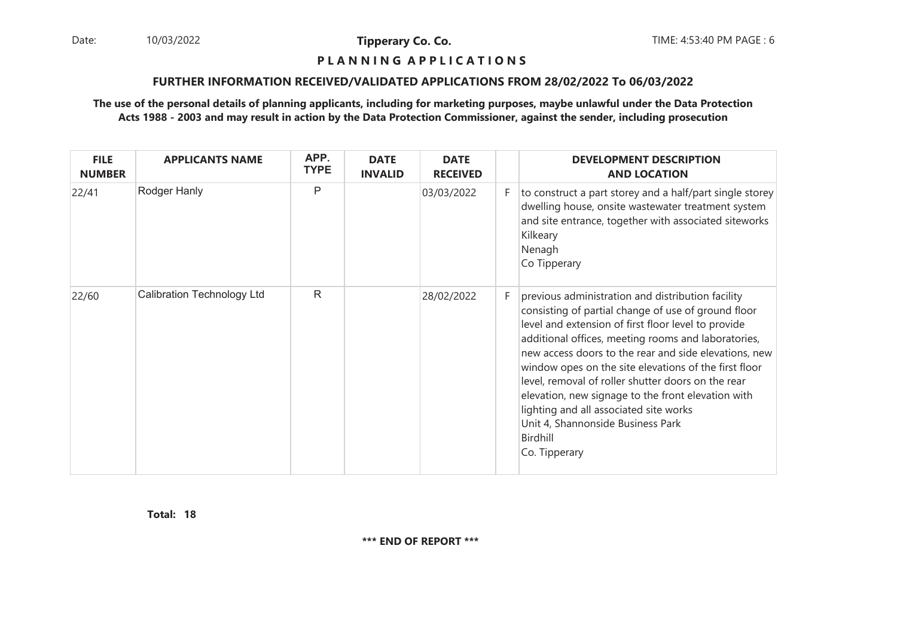**PLANNING APPLICATIONS**

**FURTHER INFORMATION RECEIVED/VALIDATED APPLICATIONS FROM 28/02/2022 To 06/03/2022**

**The use of the personal details of planning applicants, including for marketing purposes, maybe unlawful under the Data Protection Acts 1988 - 2003 and may result in action by the Data Protection Commissioner, against the sender, including prosecution**

| FILE NUMBER | APPLICANTS NAME | APP. TYPE | DATE INVALID | DATE RECEIVED | | DEVELOPMENT DESCRIPTION AND LOCATION |
|---|---|---|---|---|---|---|
| 22/41 | Rodger Hanly | P | | 03/03/2022 | F | to construct a part storey and a half/part single storey dwelling house, onsite wastewater treatment system and site entrance, together with associated siteworks<br>Kilkeary<br>Nenagh<br>Co Tipperary |
| 22/60 | Calibration Technology Ltd | R | | 28/02/2022 | F | previous administration and distribution facility consisting of partial change of use of ground floor level and extension of first floor level to provide additional offices, meeting rooms and laboratories, new access doors to the rear and side elevations, new window opes on the site elevations of the first floor level, removal of roller shutter doors on the rear elevation, new signage to the front elevation with lighting and all associated site works<br>Unit 4, Shannonside Business Park<br>Birdhill<br>Co. Tipperary |

**Total: 18**

**\*\*\* END OF REPORT \*\*\***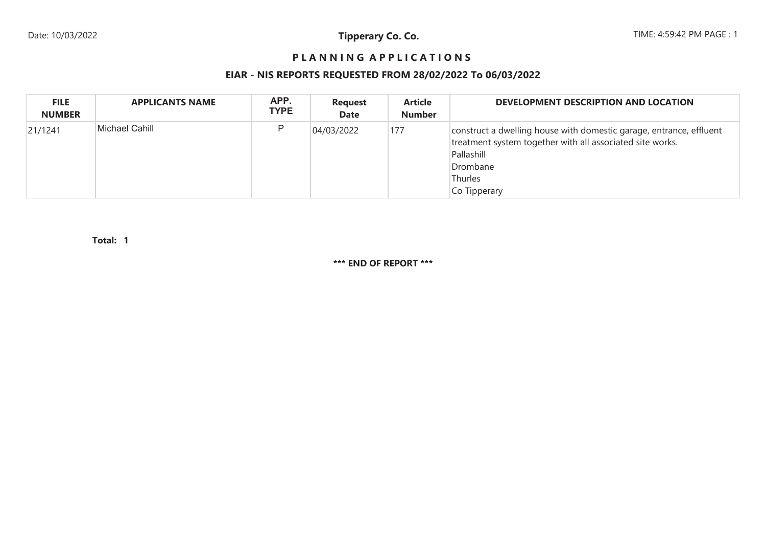Tipperary Co. Co.

# P L A N N I N G  A P P L I C A T I O N S

## EIAR - NIS REPORTS REQUESTED FROM 28/02/2022 To 06/03/2022

| FILE NUMBER | APPLICANTS NAME | APP. TYPE | Request Date | Article Number | DEVELOPMENT DESCRIPTION AND LOCATION |
|---|---|---|---|---|---|
| 21/1241 | Michael Cahill | P | 04/03/2022 | 177 | construct a dwelling house with domestic garage, entrance, effluent treatment system together with all associated site works.<br>Pallashill<br>Drombane<br>Thurles<br>Co Tipperary |

**Total: 1**

**\*\*\* END OF REPORT \*\*\***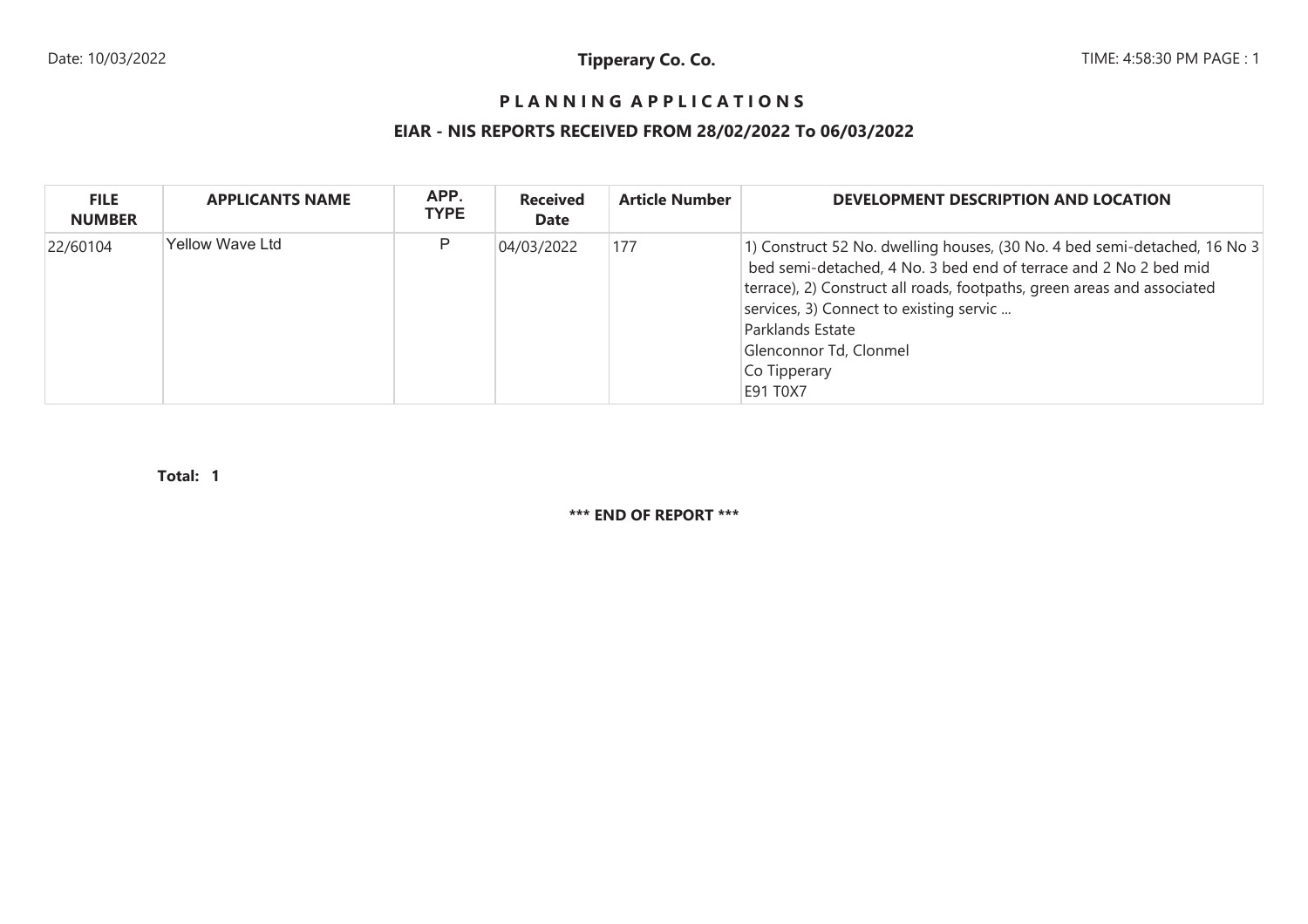# PLANNING APPLICATIONS

## EIAR - NIS REPORTS RECEIVED FROM 28/02/2022 To 06/03/2022

| FILE NUMBER | APPLICANTS NAME | APP. TYPE | Received Date | Article Number | DEVELOPMENT DESCRIPTION AND LOCATION |
|---|---|---|---|---|---|
| 22/60104 | Yellow Wave Ltd | P | 04/03/2022 | 177 | 1) Construct 52 No. dwelling houses, (30 No. 4 bed semi-detached, 16 No 3 bed semi-detached, 4 No. 3 bed end of terrace and 2 No 2 bed mid terrace), 2) Construct all roads, footpaths, green areas and associated services, 3) Connect to existing servic ... Parklands Estate Glenconnor Td, Clonmel Co Tipperary E91 T0X7 |

**Total: 1**

**\*\*\* END OF REPORT \*\*\***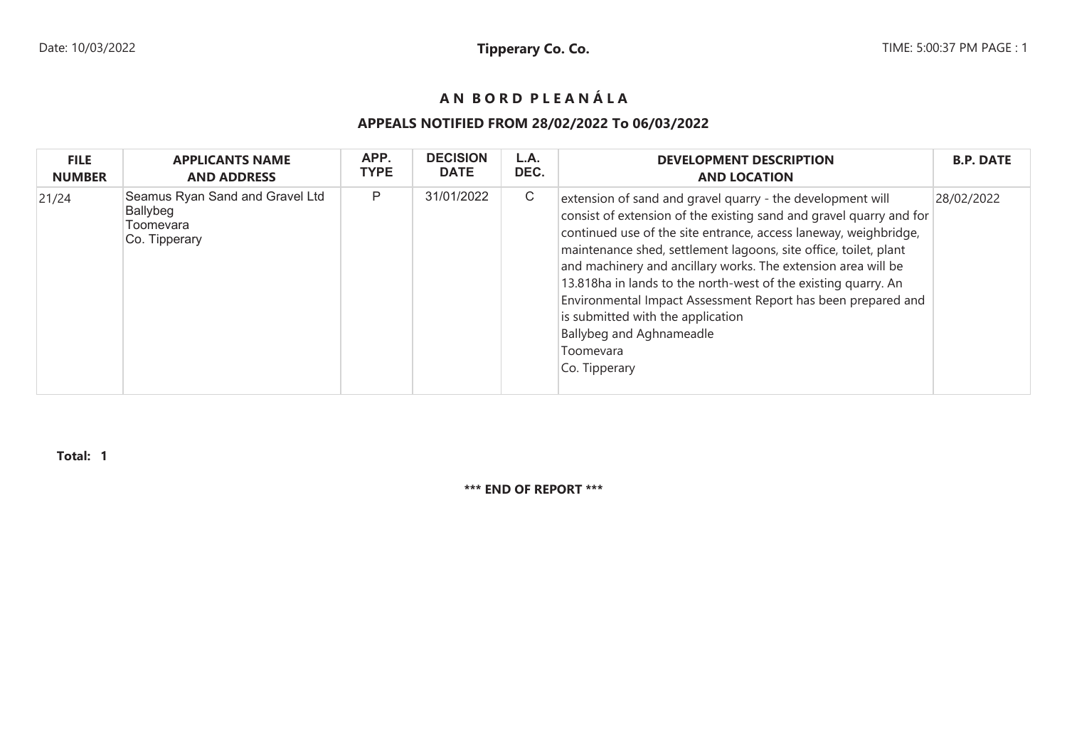# A N B O R D P L E A N Á L A

## APPEALS NOTIFIED FROM 28/02/2022 To 06/03/2022

| FILE NUMBER | APPLICANTS NAME AND ADDRESS | APP. TYPE | DECISION DATE | L.A. DEC. | DEVELOPMENT DESCRIPTION AND LOCATION | B.P. DATE |
|---|---|---|---|---|---|---|
| 21/24 | Seamus Ryan Sand and Gravel Ltd<br>Ballybeg<br>Toomevara<br>Co. Tipperary | P | 31/01/2022 | C | extension of sand and gravel quarry - the development will consist of extension of the existing sand and gravel quarry and for continued use of the site entrance, access laneway, weighbridge, maintenance shed, settlement lagoons, site office, toilet, plant and machinery and ancillary works. The extension area will be 13.818ha in lands to the north-west of the existing quarry. An Environmental Impact Assessment Report has been prepared and is submitted with the application<br>Ballybeg and Aghnameadle<br>Toomevara<br>Co. Tipperary | 28/02/2022 |

**Total: 1**

**\*\*\* END OF REPORT \*\*\***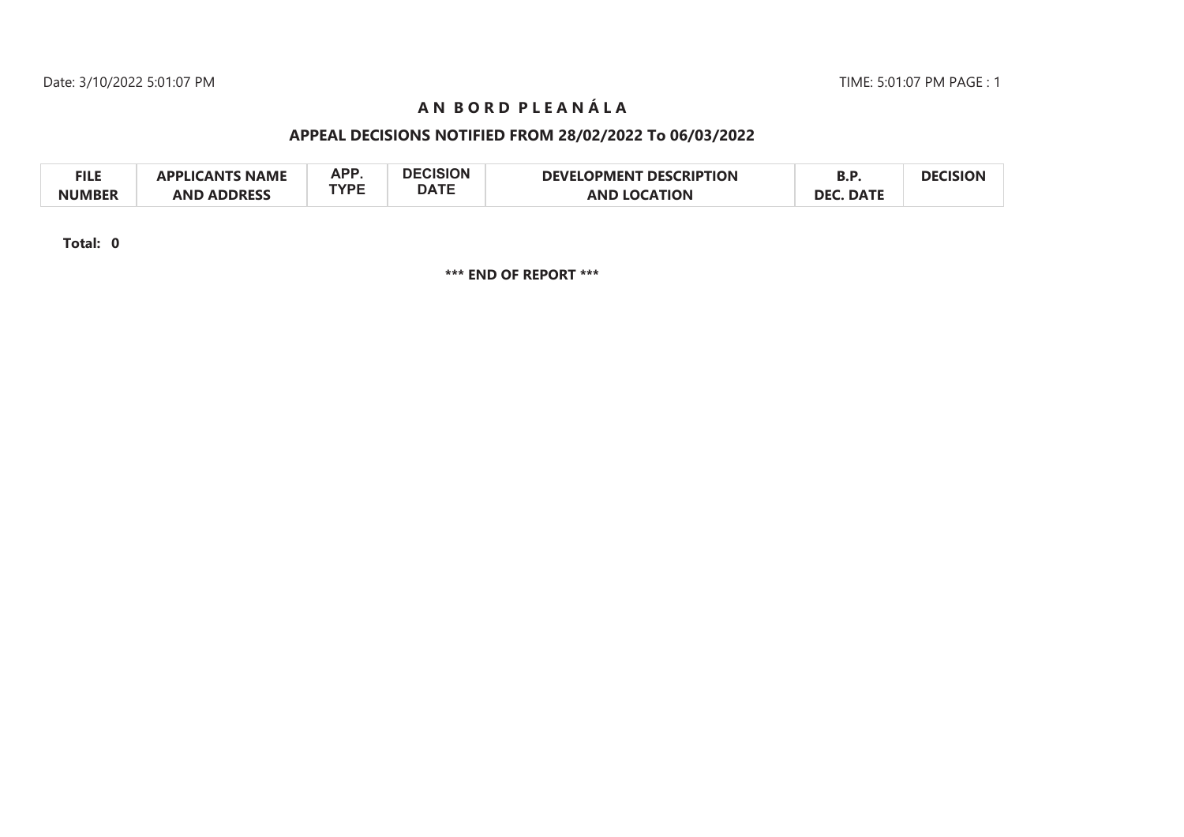# A N B O R D P L E A N Á L A

## APPEAL DECISIONS NOTIFIED FROM 28/02/2022 To 06/03/2022

| FILE NUMBER | APPLICANTS NAME AND ADDRESS | APP. TYPE | DECISION DATE | DEVELOPMENT DESCRIPTION AND LOCATION | B.P. DEC. DATE | DECISION |
|---|---|---|---|---|---|---|

**Total: 0**

**\*\*\* END OF REPORT \*\*\***